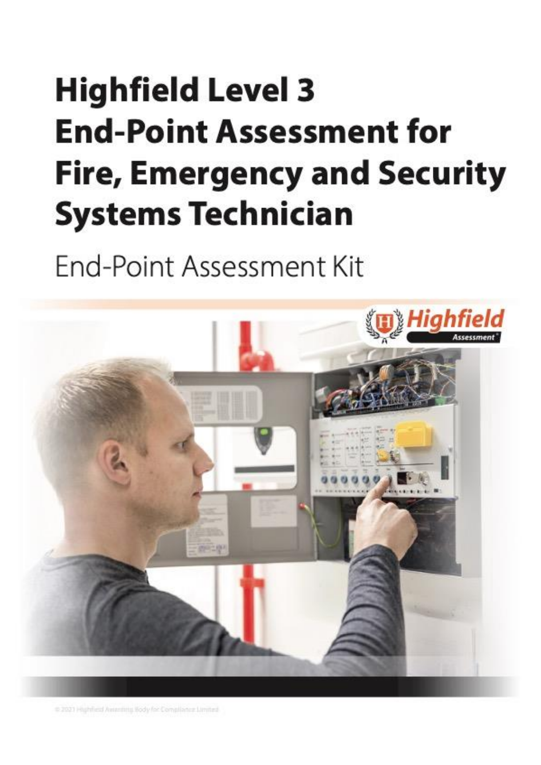# Highfield Level 3 End-Point Assessment for Fire, Emergency and Security Systems Technician

End-Point Assessment Kit

© 2021 Highfield Awarding Body for Compliance Limited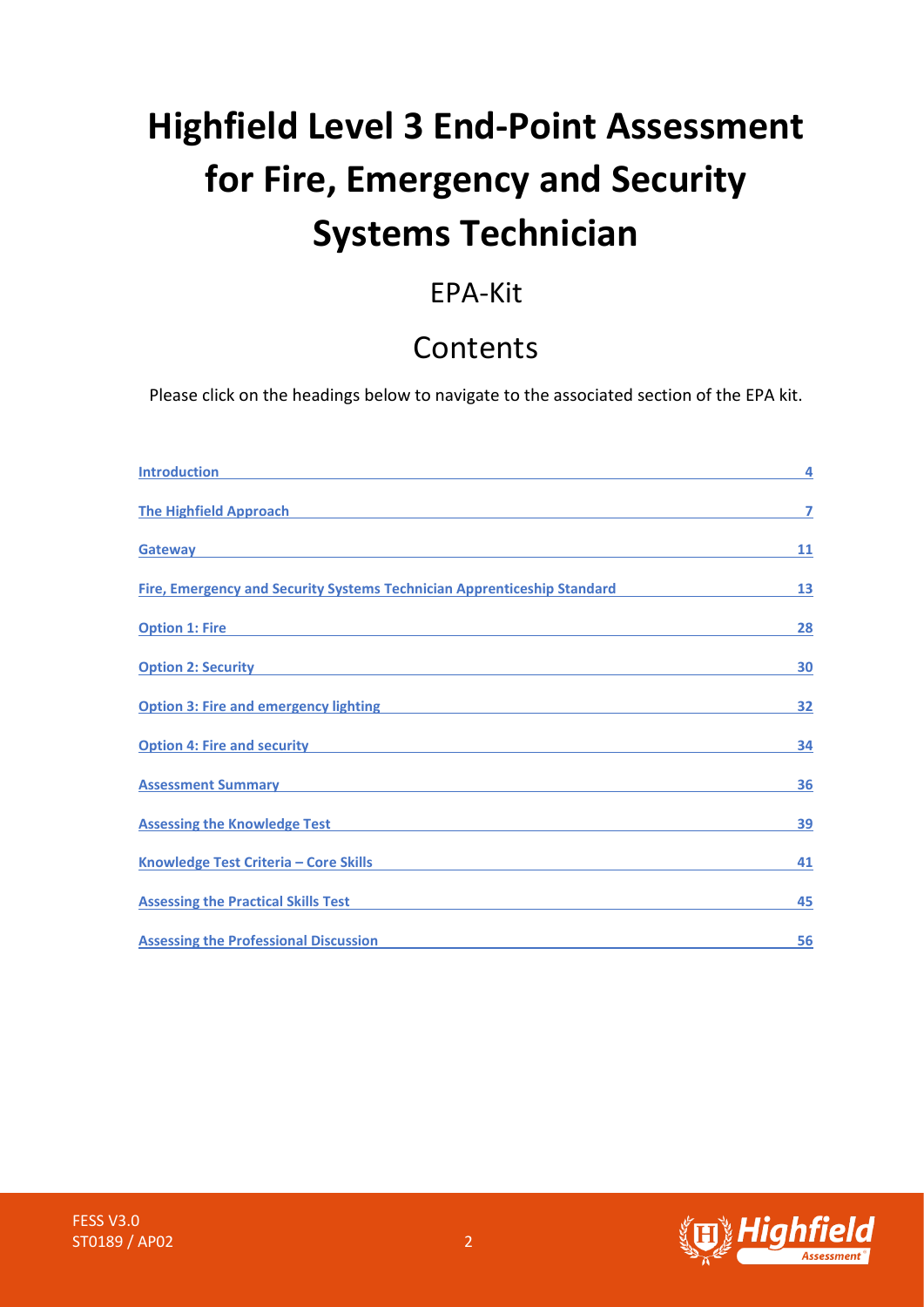# Highfield Level 3 End-Point Assessment for Fire, Emergency and Security Systems Technician

## EPA-Kit

## Contents

Please click on the headings below to navigate to the associated section of the EPA kit.

| | |
|---|---|
| Introduction | 4 |
| The Highfield Approach | 7 |
| Gateway | 11 |
| Fire, Emergency and Security Systems Technician Apprenticeship Standard | 13 |
| Option 1: Fire | 28 |
| Option 2: Security | 30 |
| Option 3: Fire and emergency lighting | 32 |
| Option 4: Fire and security | 34 |
| Assessment Summary | 36 |
| Assessing the Knowledge Test | 39 |
| Knowledge Test Criteria – Core Skills | 41 |
| Assessing the Practical Skills Test | 45 |
| Assessing the Professional Discussion | 56 |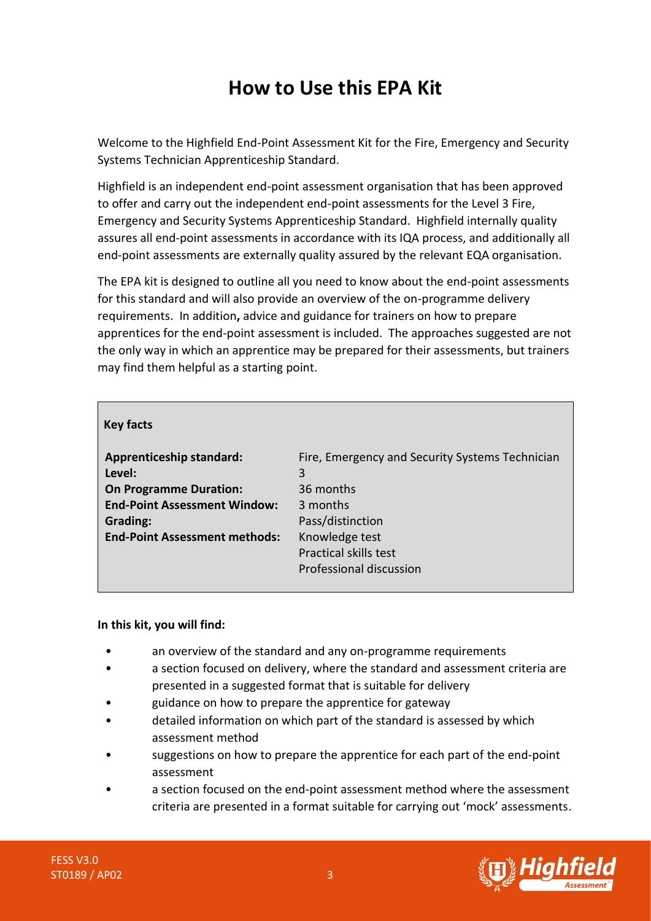# How to Use this EPA Kit

Welcome to the Highfield End-Point Assessment Kit for the Fire, Emergency and Security Systems Technician Apprenticeship Standard.

Highfield is an independent end-point assessment organisation that has been approved to offer and carry out the independent end-point assessments for the Level 3 Fire, Emergency and Security Systems Apprenticeship Standard. Highfield internally quality assures all end-point assessments in accordance with its IQA process, and additionally all end-point assessments are externally quality assured by the relevant EQA organisation.

The EPA kit is designed to outline all you need to know about the end-point assessments for this standard and will also provide an overview of the on-programme delivery requirements. In addition**,** advice and guidance for trainers on how to prepare apprentices for the end-point assessment is included. The approaches suggested are not the only way in which an apprentice may be prepared for their assessments, but trainers may find them helpful as a starting point.

**Key facts**

| | |
|---|---|
| **Apprenticeship standard:** | Fire, Emergency and Security Systems Technician |
| **Level:** | 3 |
| **On Programme Duration:** | 36 months |
| **End-Point Assessment Window:** | 3 months |
| **Grading:** | Pass/distinction |
| **End-Point Assessment methods:** | Knowledge test<br>Practical skills test<br>Professional discussion |

**In this kit, you will find:**

- an overview of the standard and any on-programme requirements
- a section focused on delivery, where the standard and assessment criteria are presented in a suggested format that is suitable for delivery
- guidance on how to prepare the apprentice for gateway
- detailed information on which part of the standard is assessed by which assessment method
- suggestions on how to prepare the apprentice for each part of the end-point assessment
- a section focused on the end-point assessment method where the assessment criteria are presented in a format suitable for carrying out 'mock' assessments.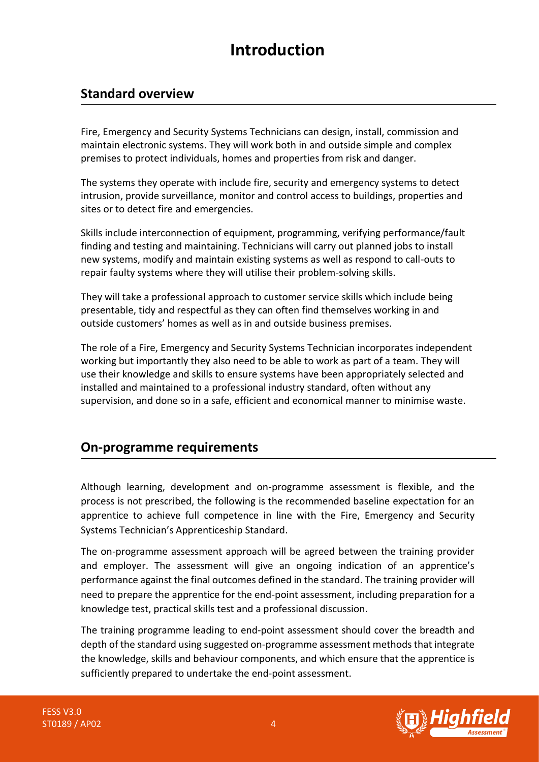# Introduction

## Standard overview

Fire, Emergency and Security Systems Technicians can design, install, commission and maintain electronic systems. They will work both in and outside simple and complex premises to protect individuals, homes and properties from risk and danger.

The systems they operate with include fire, security and emergency systems to detect intrusion, provide surveillance, monitor and control access to buildings, properties and sites or to detect fire and emergencies.

Skills include interconnection of equipment, programming, verifying performance/fault finding and testing and maintaining. Technicians will carry out planned jobs to install new systems, modify and maintain existing systems as well as respond to call-outs to repair faulty systems where they will utilise their problem-solving skills.

They will take a professional approach to customer service skills which include being presentable, tidy and respectful as they can often find themselves working in and outside customers' homes as well as in and outside business premises.

The role of a Fire, Emergency and Security Systems Technician incorporates independent working but importantly they also need to be able to work as part of a team. They will use their knowledge and skills to ensure systems have been appropriately selected and installed and maintained to a professional industry standard, often without any supervision, and done so in a safe, efficient and economical manner to minimise waste.

## On-programme requirements

Although learning, development and on-programme assessment is flexible, and the process is not prescribed, the following is the recommended baseline expectation for an apprentice to achieve full competence in line with the Fire, Emergency and Security Systems Technician's Apprenticeship Standard.

The on-programme assessment approach will be agreed between the training provider and employer. The assessment will give an ongoing indication of an apprentice's performance against the final outcomes defined in the standard. The training provider will need to prepare the apprentice for the end-point assessment, including preparation for a knowledge test, practical skills test and a professional discussion.

The training programme leading to end-point assessment should cover the breadth and depth of the standard using suggested on-programme assessment methods that integrate the knowledge, skills and behaviour components, and which ensure that the apprentice is sufficiently prepared to undertake the end-point assessment.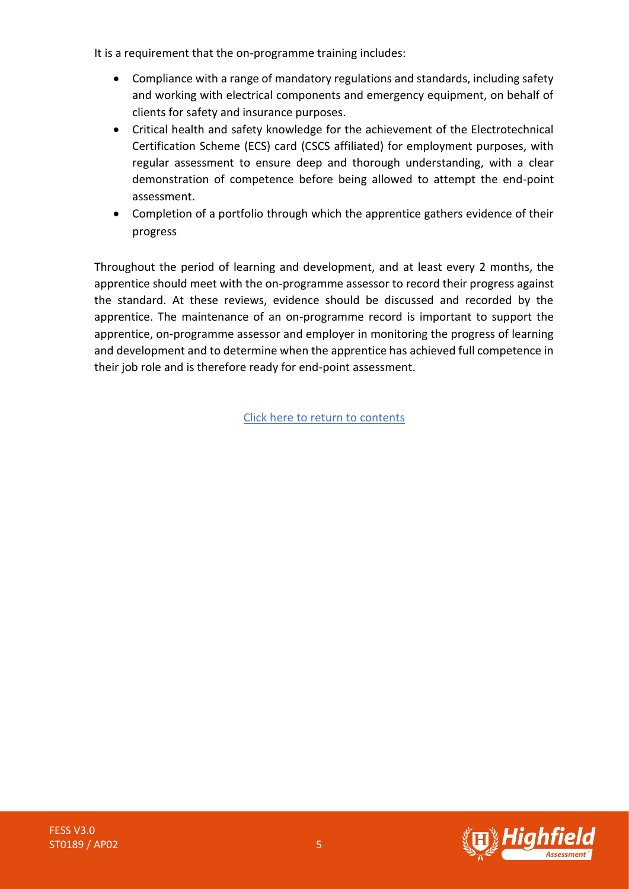It is a requirement that the on-programme training includes:

- Compliance with a range of mandatory regulations and standards, including safety and working with electrical components and emergency equipment, on behalf of clients for safety and insurance purposes.
- Critical health and safety knowledge for the achievement of the Electrotechnical Certification Scheme (ECS) card (CSCS affiliated) for employment purposes, with regular assessment to ensure deep and thorough understanding, with a clear demonstration of competence before being allowed to attempt the end-point assessment.
- Completion of a portfolio through which the apprentice gathers evidence of their progress

Throughout the period of learning and development, and at least every 2 months, the apprentice should meet with the on-programme assessor to record their progress against the standard. At these reviews, evidence should be discussed and recorded by the apprentice. The maintenance of an on-programme record is important to support the apprentice, on-programme assessor and employer in monitoring the progress of learning and development and to determine when the apprentice has achieved full competence in their job role and is therefore ready for end-point assessment.

Click here to return to contents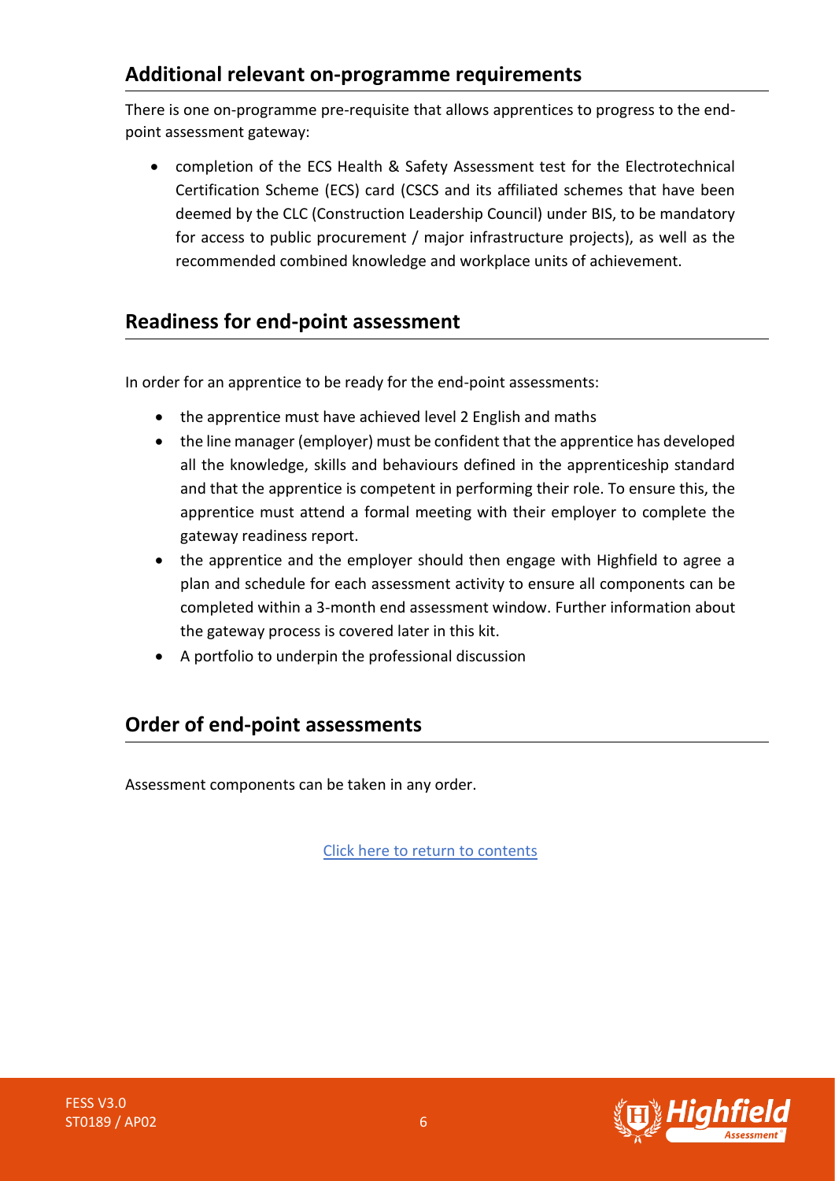## Additional relevant on-programme requirements

There is one on-programme pre-requisite that allows apprentices to progress to the end-point assessment gateway:

- completion of the ECS Health & Safety Assessment test for the Electrotechnical Certification Scheme (ECS) card (CSCS and its affiliated schemes that have been deemed by the CLC (Construction Leadership Council) under BIS, to be mandatory for access to public procurement / major infrastructure projects), as well as the recommended combined knowledge and workplace units of achievement.

## Readiness for end-point assessment

In order for an apprentice to be ready for the end-point assessments:

- the apprentice must have achieved level 2 English and maths
- the line manager (employer) must be confident that the apprentice has developed all the knowledge, skills and behaviours defined in the apprenticeship standard and that the apprentice is competent in performing their role. To ensure this, the apprentice must attend a formal meeting with their employer to complete the gateway readiness report.
- the apprentice and the employer should then engage with Highfield to agree a plan and schedule for each assessment activity to ensure all components can be completed within a 3-month end assessment window. Further information about the gateway process is covered later in this kit.
- A portfolio to underpin the professional discussion

## Order of end-point assessments

Assessment components can be taken in any order.

Click here to return to contents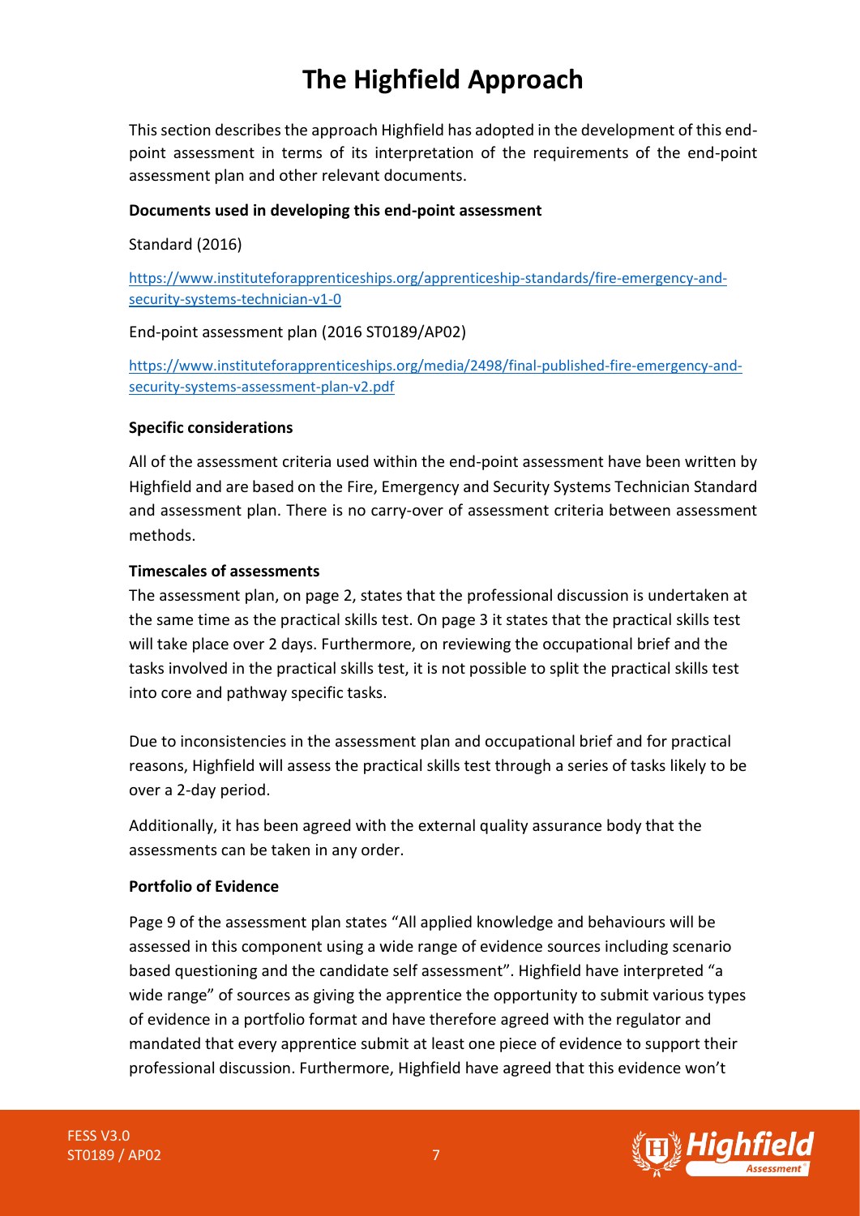# The Highfield Approach

This section describes the approach Highfield has adopted in the development of this end-point assessment in terms of its interpretation of the requirements of the end-point assessment plan and other relevant documents.

**Documents used in developing this end-point assessment**

Standard (2016)

https://www.instituteforapprenticeships.org/apprenticeship-standards/fire-emergency-and-security-systems-technician-v1-0

End-point assessment plan (2016 ST0189/AP02)

https://www.instituteforapprenticeships.org/media/2498/final-published-fire-emergency-and-security-systems-assessment-plan-v2.pdf

**Specific considerations**

All of the assessment criteria used within the end-point assessment have been written by Highfield and are based on the Fire, Emergency and Security Systems Technician Standard and assessment plan. There is no carry-over of assessment criteria between assessment methods.

**Timescales of assessments**

The assessment plan, on page 2, states that the professional discussion is undertaken at the same time as the practical skills test. On page 3 it states that the practical skills test will take place over 2 days. Furthermore, on reviewing the occupational brief and the tasks involved in the practical skills test, it is not possible to split the practical skills test into core and pathway specific tasks.

Due to inconsistencies in the assessment plan and occupational brief and for practical reasons, Highfield will assess the practical skills test through a series of tasks likely to be over a 2-day period.

Additionally, it has been agreed with the external quality assurance body that the assessments can be taken in any order.

**Portfolio of Evidence**

Page 9 of the assessment plan states "All applied knowledge and behaviours will be assessed in this component using a wide range of evidence sources including scenario based questioning and the candidate self assessment". Highfield have interpreted "a wide range" of sources as giving the apprentice the opportunity to submit various types of evidence in a portfolio format and have therefore agreed with the regulator and mandated that every apprentice submit at least one piece of evidence to support their professional discussion. Furthermore, Highfield have agreed that this evidence won't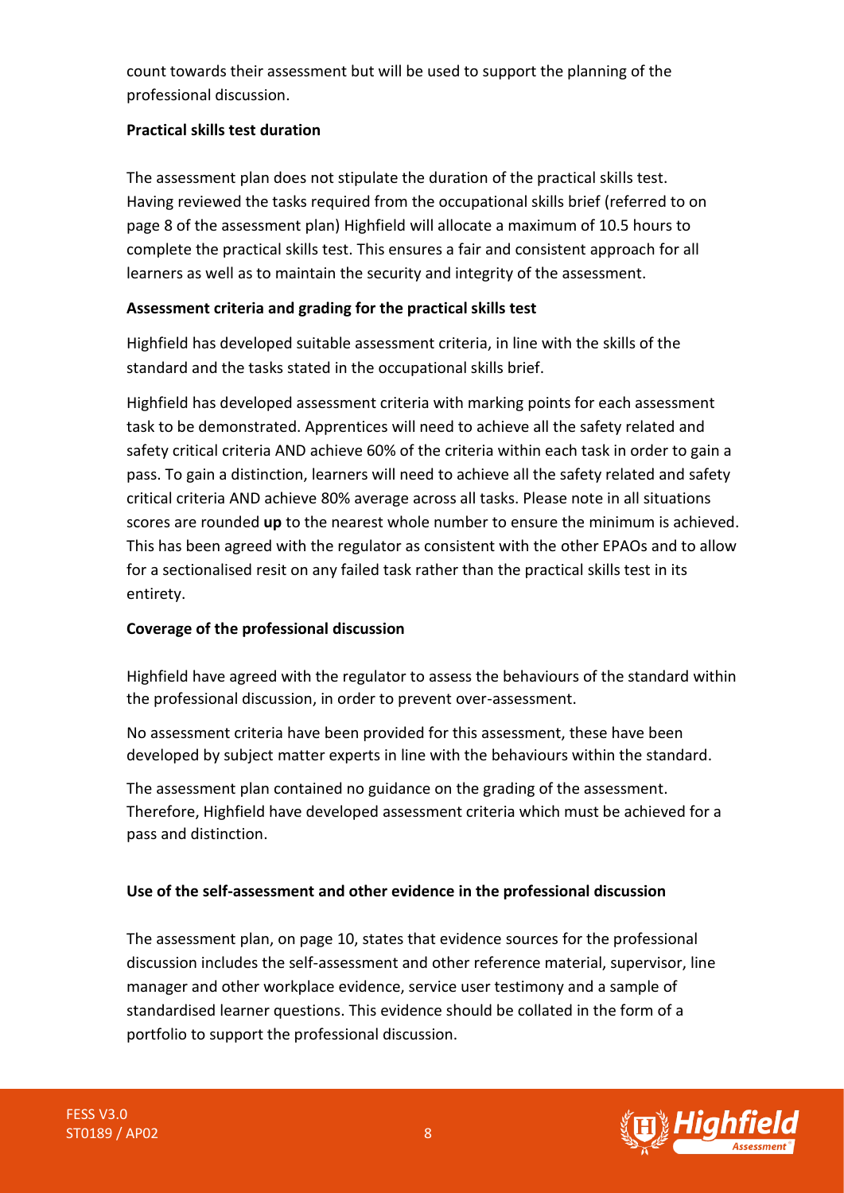count towards their assessment but will be used to support the planning of the professional discussion.

**Practical skills test duration**

The assessment plan does not stipulate the duration of the practical skills test. Having reviewed the tasks required from the occupational skills brief (referred to on page 8 of the assessment plan) Highfield will allocate a maximum of 10.5 hours to complete the practical skills test. This ensures a fair and consistent approach for all learners as well as to maintain the security and integrity of the assessment.

**Assessment criteria and grading for the practical skills test**

Highfield has developed suitable assessment criteria, in line with the skills of the standard and the tasks stated in the occupational skills brief.

Highfield has developed assessment criteria with marking points for each assessment task to be demonstrated. Apprentices will need to achieve all the safety related and safety critical criteria AND achieve 60% of the criteria within each task in order to gain a pass. To gain a distinction, learners will need to achieve all the safety related and safety critical criteria AND achieve 80% average across all tasks. Please note in all situations scores are rounded **up** to the nearest whole number to ensure the minimum is achieved. This has been agreed with the regulator as consistent with the other EPAOs and to allow for a sectionalised resit on any failed task rather than the practical skills test in its entirety.

**Coverage of the professional discussion**

Highfield have agreed with the regulator to assess the behaviours of the standard within the professional discussion, in order to prevent over-assessment.

No assessment criteria have been provided for this assessment, these have been developed by subject matter experts in line with the behaviours within the standard.

The assessment plan contained no guidance on the grading of the assessment. Therefore, Highfield have developed assessment criteria which must be achieved for a pass and distinction.

**Use of the self-assessment and other evidence in the professional discussion**

The assessment plan, on page 10, states that evidence sources for the professional discussion includes the self-assessment and other reference material, supervisor, line manager and other workplace evidence, service user testimony and a sample of standardised learner questions. This evidence should be collated in the form of a portfolio to support the professional discussion.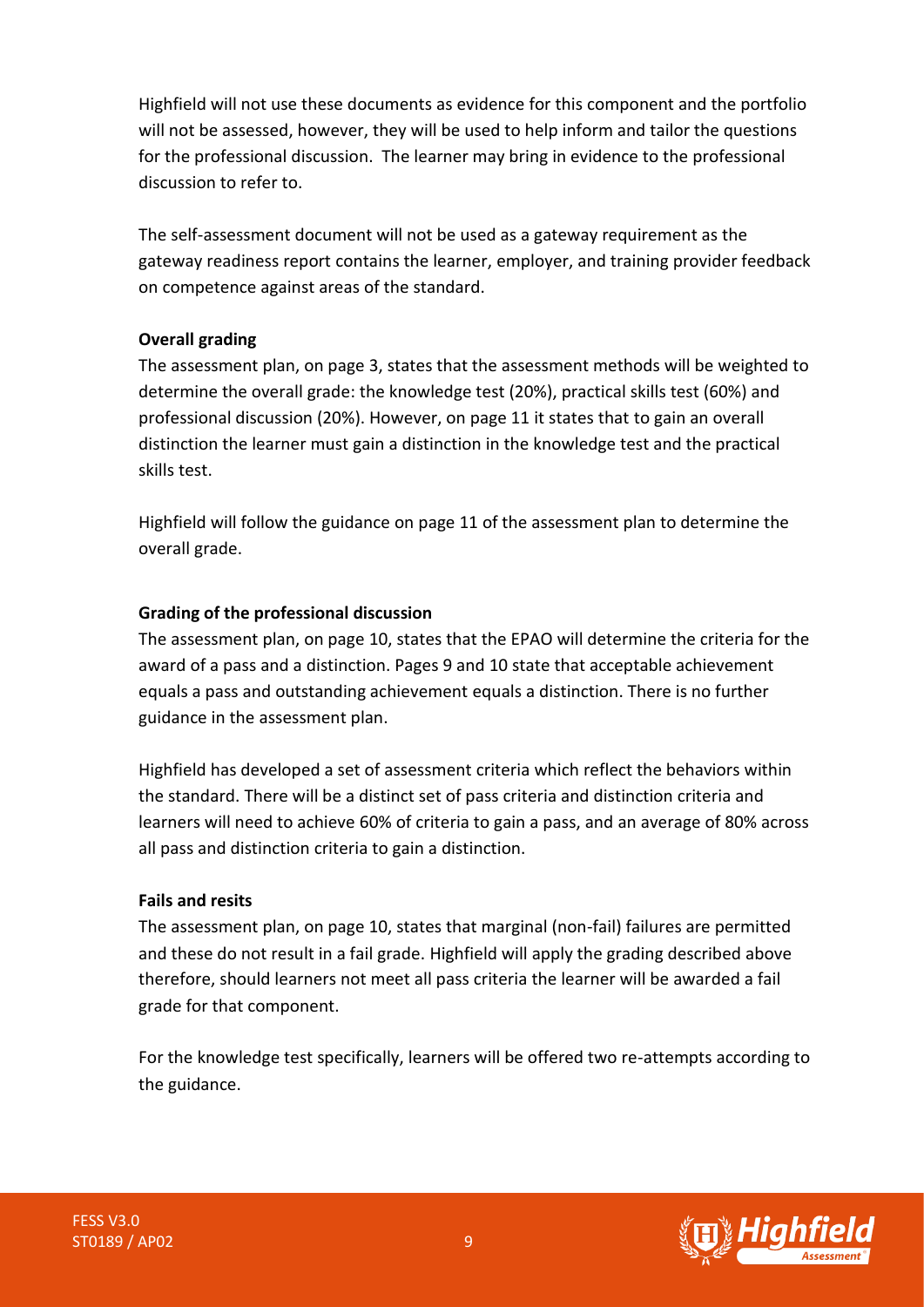Highfield will not use these documents as evidence for this component and the portfolio will not be assessed, however, they will be used to help inform and tailor the questions for the professional discussion. The learner may bring in evidence to the professional discussion to refer to.

The self-assessment document will not be used as a gateway requirement as the gateway readiness report contains the learner, employer, and training provider feedback on competence against areas of the standard.

**Overall grading**

The assessment plan, on page 3, states that the assessment methods will be weighted to determine the overall grade: the knowledge test (20%), practical skills test (60%) and professional discussion (20%). However, on page 11 it states that to gain an overall distinction the learner must gain a distinction in the knowledge test and the practical skills test.

Highfield will follow the guidance on page 11 of the assessment plan to determine the overall grade.

**Grading of the professional discussion**

The assessment plan, on page 10, states that the EPAO will determine the criteria for the award of a pass and a distinction. Pages 9 and 10 state that acceptable achievement equals a pass and outstanding achievement equals a distinction. There is no further guidance in the assessment plan.

Highfield has developed a set of assessment criteria which reflect the behaviors within the standard. There will be a distinct set of pass criteria and distinction criteria and learners will need to achieve 60% of criteria to gain a pass, and an average of 80% across all pass and distinction criteria to gain a distinction.

**Fails and resits**

The assessment plan, on page 10, states that marginal (non-fail) failures are permitted and these do not result in a fail grade. Highfield will apply the grading described above therefore, should learners not meet all pass criteria the learner will be awarded a fail grade for that component.

For the knowledge test specifically, learners will be offered two re-attempts according to the guidance.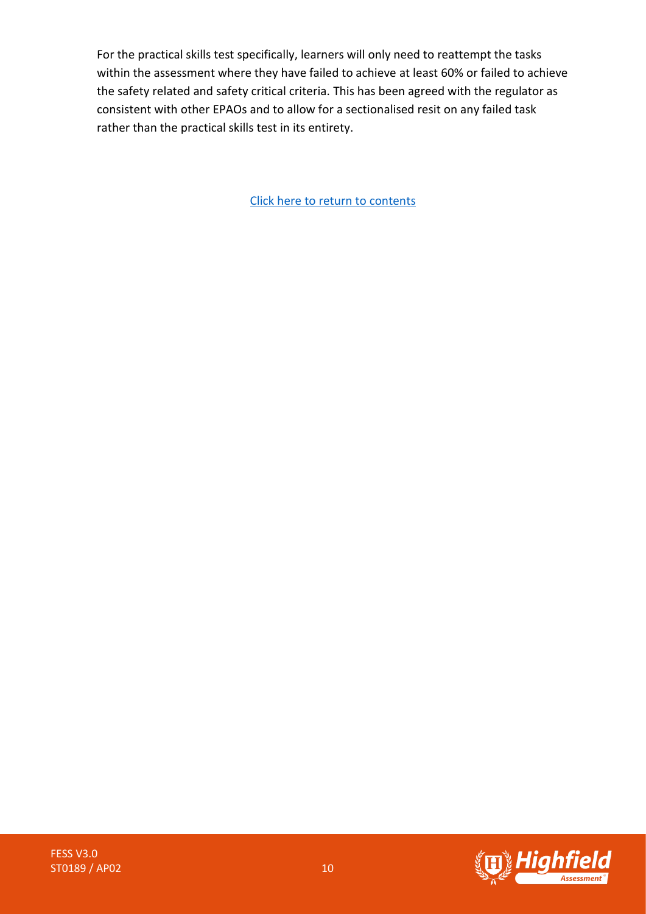For the practical skills test specifically, learners will only need to reattempt the tasks within the assessment where they have failed to achieve at least 60% or failed to achieve the safety related and safety critical criteria. This has been agreed with the regulator as consistent with other EPAOs and to allow for a sectionalised resit on any failed task rather than the practical skills test in its entirety.

Click here to return to contents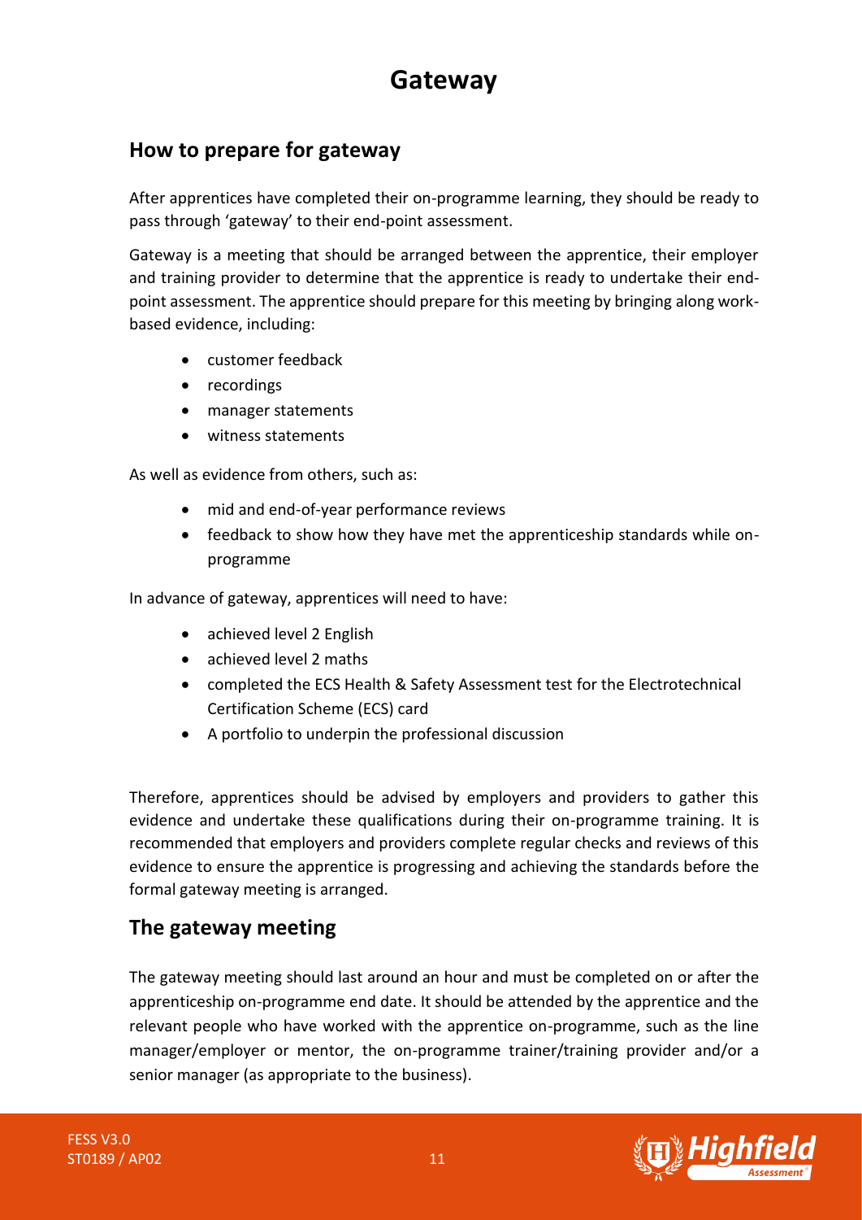# Gateway

## How to prepare for gateway

After apprentices have completed their on-programme learning, they should be ready to pass through 'gateway' to their end-point assessment.

Gateway is a meeting that should be arranged between the apprentice, their employer and training provider to determine that the apprentice is ready to undertake their end-point assessment. The apprentice should prepare for this meeting by bringing along work-based evidence, including:

- customer feedback
- recordings
- manager statements
- witness statements

As well as evidence from others, such as:

- mid and end-of-year performance reviews
- feedback to show how they have met the apprenticeship standards while on-programme

In advance of gateway, apprentices will need to have:

- achieved level 2 English
- achieved level 2 maths
- completed the ECS Health & Safety Assessment test for the Electrotechnical Certification Scheme (ECS) card
- A portfolio to underpin the professional discussion

Therefore, apprentices should be advised by employers and providers to gather this evidence and undertake these qualifications during their on-programme training. It is recommended that employers and providers complete regular checks and reviews of this evidence to ensure the apprentice is progressing and achieving the standards before the formal gateway meeting is arranged.

## The gateway meeting

The gateway meeting should last around an hour and must be completed on or after the apprenticeship on-programme end date. It should be attended by the apprentice and the relevant people who have worked with the apprentice on-programme, such as the line manager/employer or mentor, the on-programme trainer/training provider and/or a senior manager (as appropriate to the business).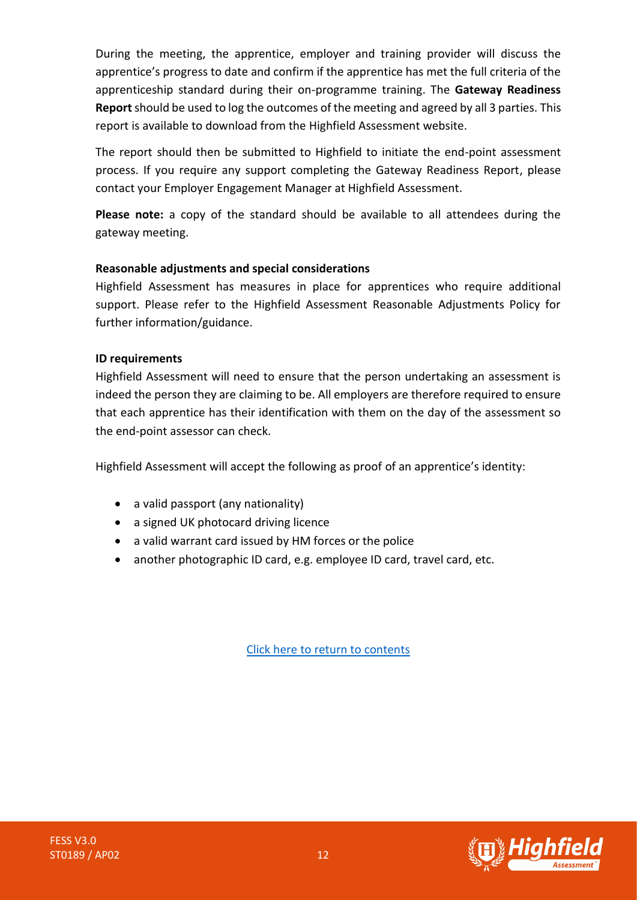During the meeting, the apprentice, employer and training provider will discuss the apprentice's progress to date and confirm if the apprentice has met the full criteria of the apprenticeship standard during their on-programme training. The **Gateway Readiness Report** should be used to log the outcomes of the meeting and agreed by all 3 parties. This report is available to download from the Highfield Assessment website.

The report should then be submitted to Highfield to initiate the end-point assessment process. If you require any support completing the Gateway Readiness Report, please contact your Employer Engagement Manager at Highfield Assessment.

**Please note:** a copy of the standard should be available to all attendees during the gateway meeting.

**Reasonable adjustments and special considerations**

Highfield Assessment has measures in place for apprentices who require additional support. Please refer to the Highfield Assessment Reasonable Adjustments Policy for further information/guidance.

**ID requirements**

Highfield Assessment will need to ensure that the person undertaking an assessment is indeed the person they are claiming to be. All employers are therefore required to ensure that each apprentice has their identification with them on the day of the assessment so the end-point assessor can check.

Highfield Assessment will accept the following as proof of an apprentice's identity:

- a valid passport (any nationality)
- a signed UK photocard driving licence
- a valid warrant card issued by HM forces or the police
- another photographic ID card, e.g. employee ID card, travel card, etc.

Click here to return to contents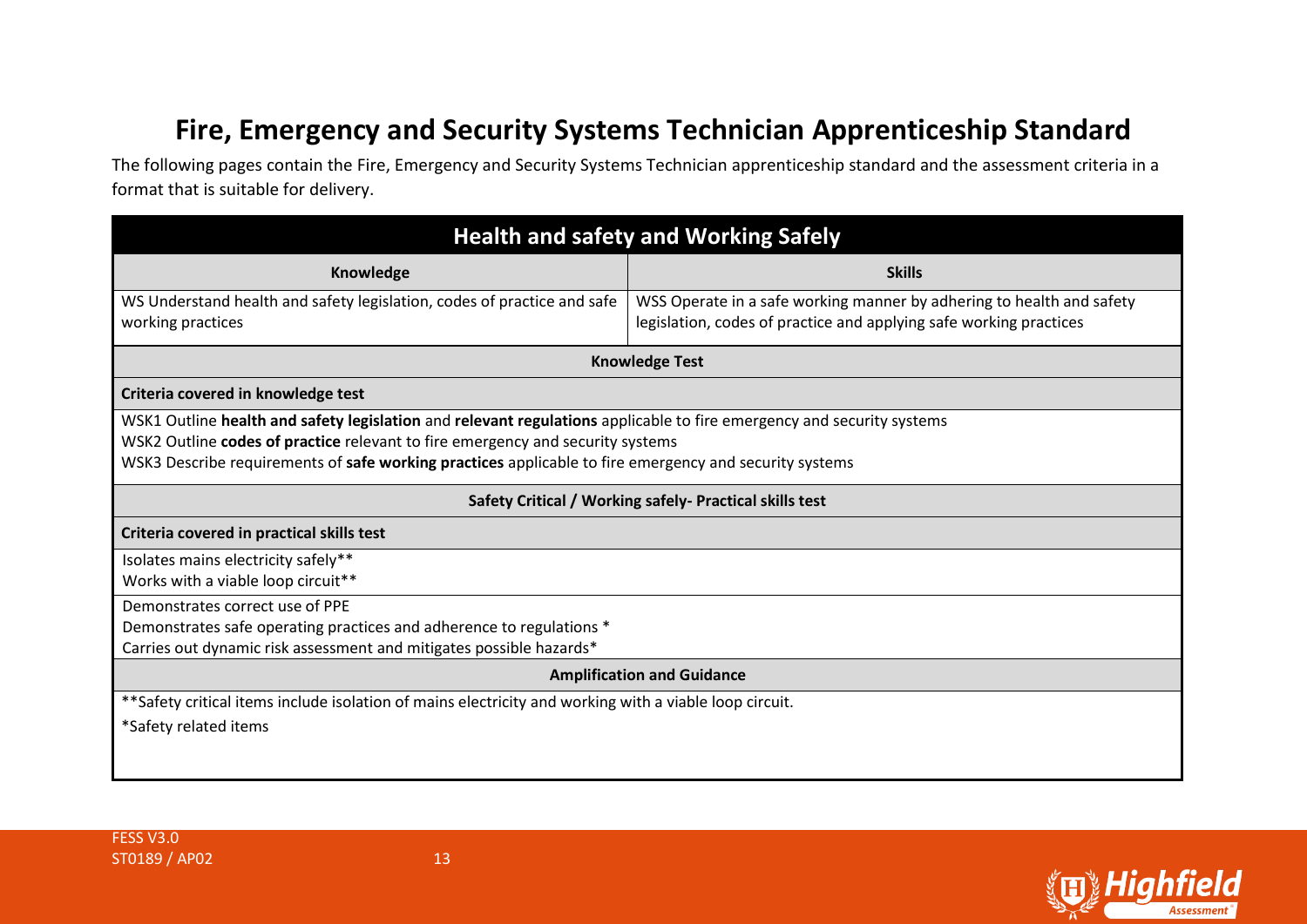# Fire, Emergency and Security Systems Technician Apprenticeship Standard

The following pages contain the Fire, Emergency and Security Systems Technician apprenticeship standard and the assessment criteria in a format that is suitable for delivery.

## Health and safety and Working Safely

| Knowledge | Skills |
|---|---|
| WS Understand health and safety legislation, codes of practice and safe working practices | WSS Operate in a safe working manner by adhering to health and safety legislation, codes of practice and applying safe working practices |

**Knowledge Test**

**Criteria covered in knowledge test**

WSK1 Outline **health and safety legislation** and **relevant regulations** applicable to fire emergency and security systems
WSK2 Outline **codes of practice** relevant to fire emergency and security systems
WSK3 Describe requirements of **safe working practices** applicable to fire emergency and security systems

**Safety Critical / Working safely- Practical skills test**

**Criteria covered in practical skills test**

Isolates mains electricity safely**
Works with a viable loop circuit**

Demonstrates correct use of PPE
Demonstrates safe operating practices and adherence to regulations *
Carries out dynamic risk assessment and mitigates possible hazards*

**Amplification and Guidance**

**Safety critical items include isolation of mains electricity and working with a viable loop circuit.

*Safety related items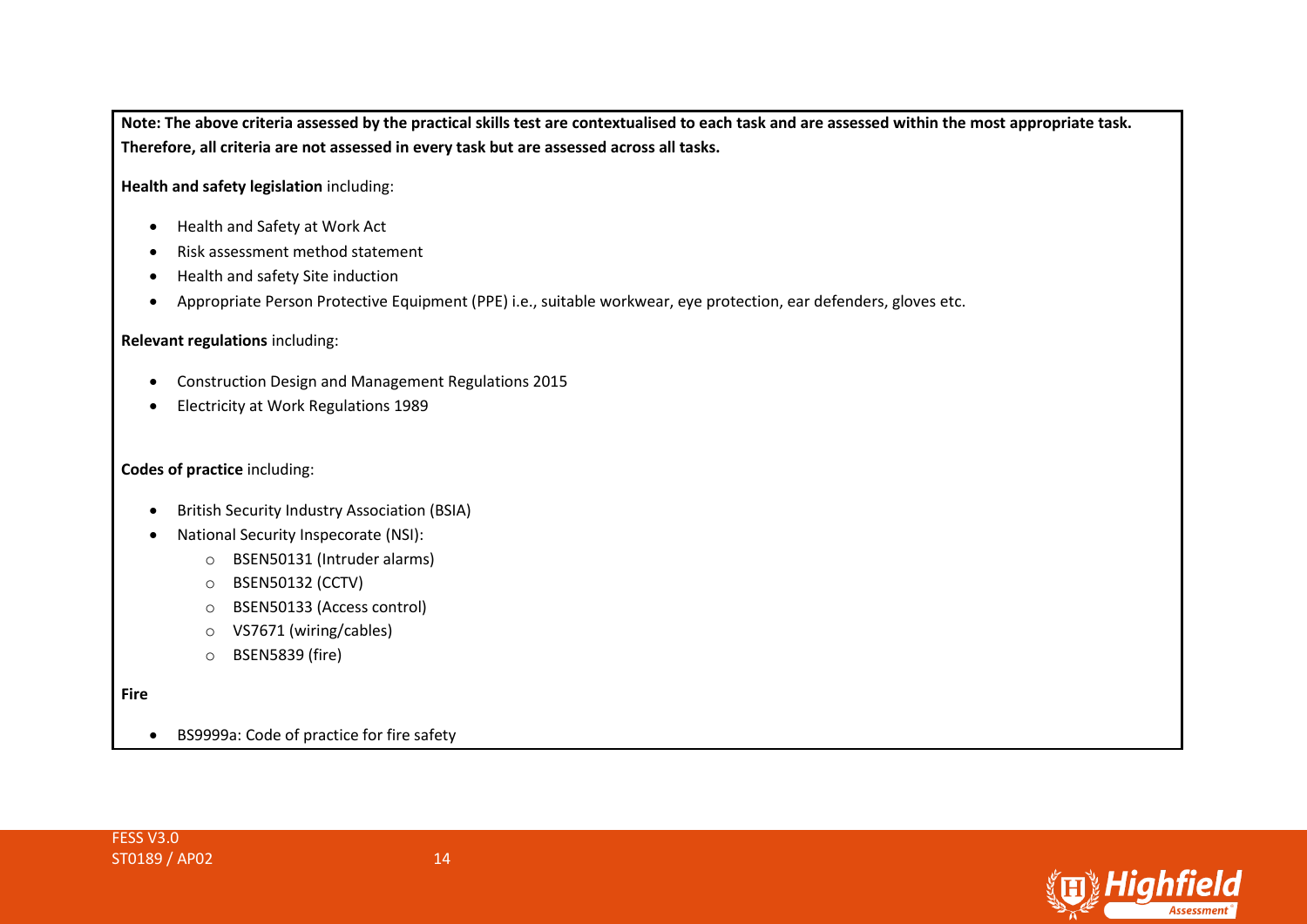**Note: The above criteria assessed by the practical skills test are contextualised to each task and are assessed within the most appropriate task. Therefore, all criteria are not assessed in every task but are assessed across all tasks.**

**Health and safety legislation** including:

- Health and Safety at Work Act
- Risk assessment method statement
- Health and safety Site induction
- Appropriate Person Protective Equipment (PPE) i.e., suitable workwear, eye protection, ear defenders, gloves etc.

**Relevant regulations** including:

- Construction Design and Management Regulations 2015
- Electricity at Work Regulations 1989

**Codes of practice** including:

- British Security Industry Association (BSIA)
- National Security Inspecorate (NSI):
    - BSEN50131 (Intruder alarms)
    - BSEN50132 (CCTV)
    - BSEN50133 (Access control)
    - VS7671 (wiring/cables)
    - BSEN5839 (fire)

**Fire**

- BS9999a: Code of practice for fire safety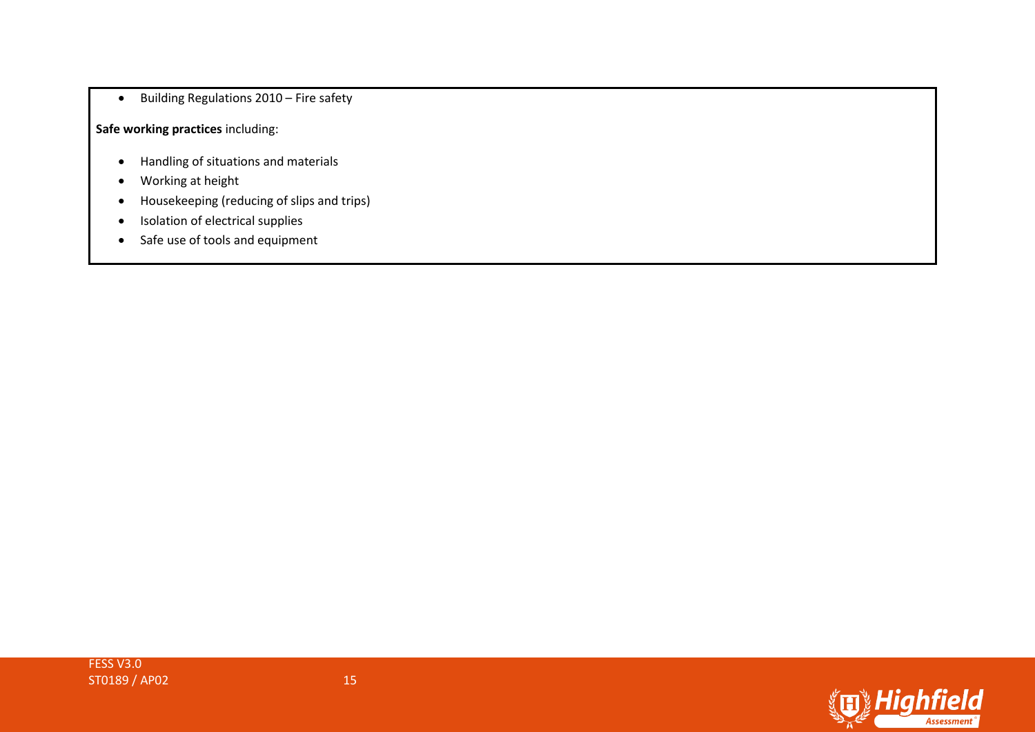- Building Regulations 2010 – Fire safety

**Safe working practices** including:

- Handling of situations and materials
- Working at height
- Housekeeping (reducing of slips and trips)
- Isolation of electrical supplies
- Safe use of tools and equipment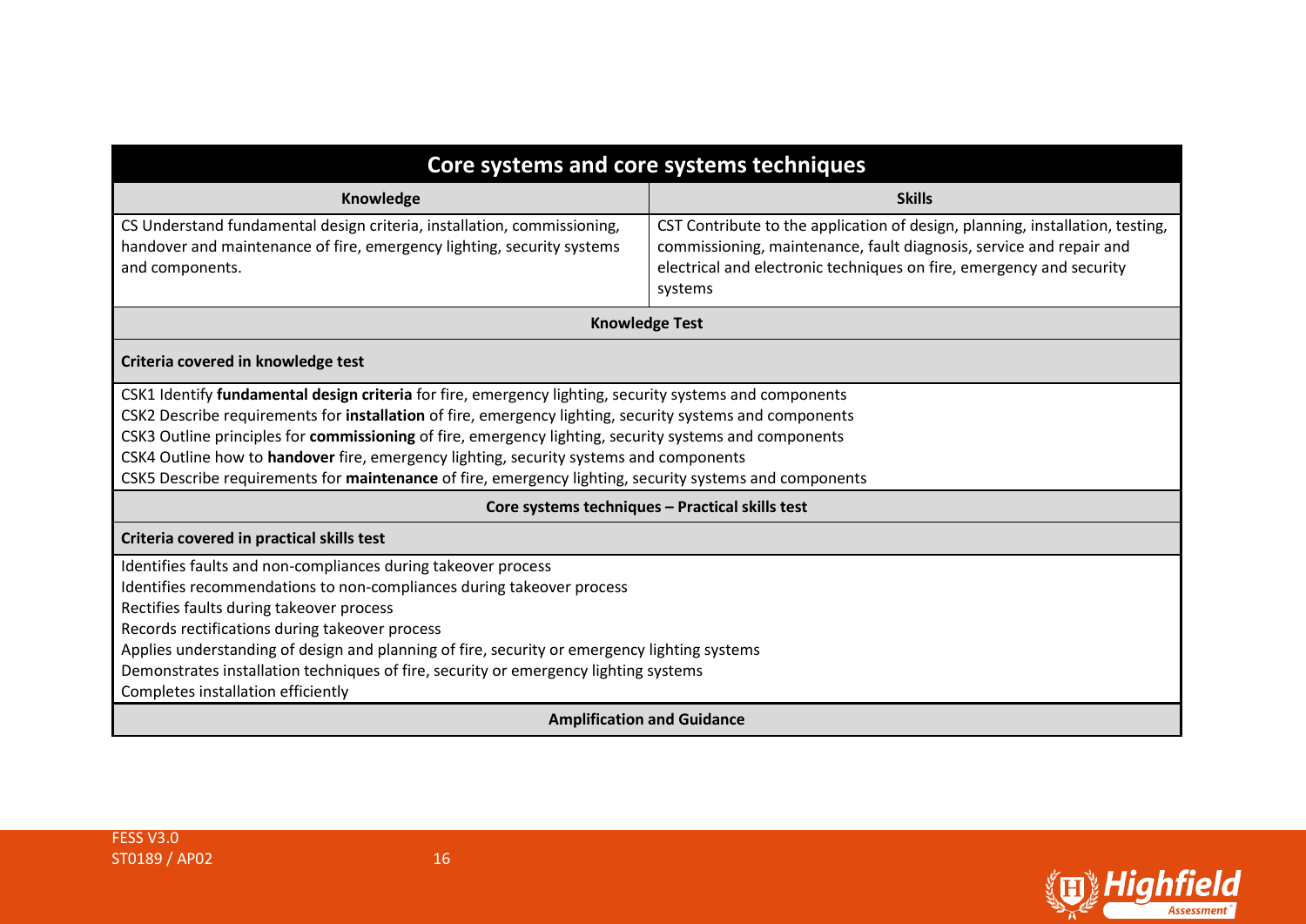| Core systems and core systems techniques | |
|---|---|
| **Knowledge** | **Skills** |
| CS Understand fundamental design criteria, installation, commissioning, handover and maintenance of fire, emergency lighting, security systems and components. | CST Contribute to the application of design, planning, installation, testing, commissioning, maintenance, fault diagnosis, service and repair and electrical and electronic techniques on fire, emergency and security systems |
| **Knowledge Test** | |
| **Criteria covered in knowledge test** | |
| CSK1 Identify **fundamental design criteria** for fire, emergency lighting, security systems and components<br>CSK2 Describe requirements for **installation** of fire, emergency lighting, security systems and components<br>CSK3 Outline principles for **commissioning** of fire, emergency lighting, security systems and components<br>CSK4 Outline how to **handover** fire, emergency lighting, security systems and components<br>CSK5 Describe requirements for **maintenance** of fire, emergency lighting, security systems and components | |
| **Core systems techniques – Practical skills test** | |
| **Criteria covered in practical skills test** | |
| Identifies faults and non-compliances during takeover process<br>Identifies recommendations to non-compliances during takeover process<br>Rectifies faults during takeover process<br>Records rectifications during takeover process<br>Applies understanding of design and planning of fire, security or emergency lighting systems<br>Demonstrates installation techniques of fire, security or emergency lighting systems<br>Completes installation efficiently | |
| **Amplification and Guidance** | |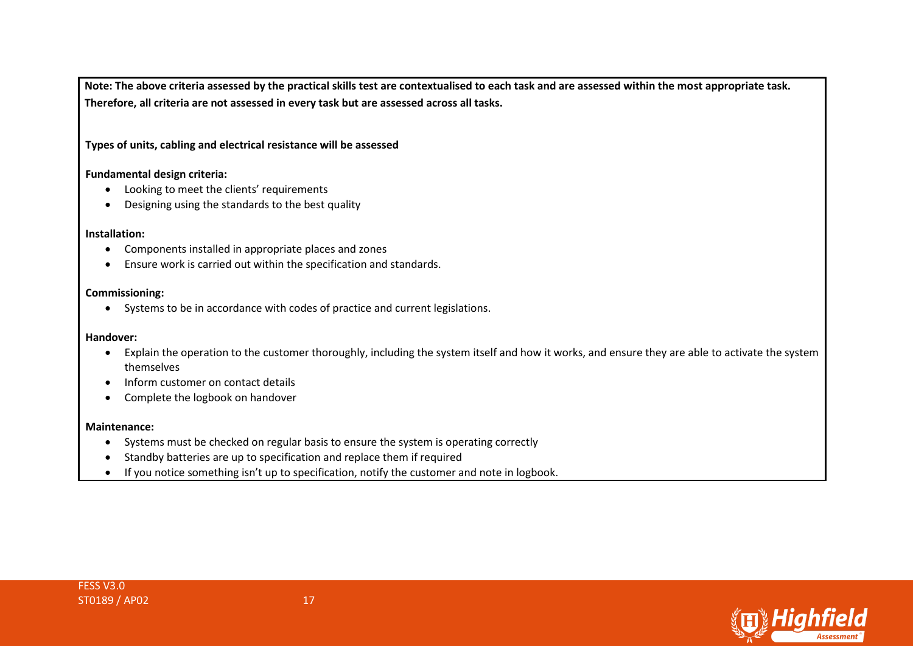**Note: The above criteria assessed by the practical skills test are contextualised to each task and are assessed within the most appropriate task. Therefore, all criteria are not assessed in every task but are assessed across all tasks.**

**Types of units, cabling and electrical resistance will be assessed**

**Fundamental design criteria:**

- Looking to meet the clients' requirements
- Designing using the standards to the best quality

**Installation:**

- Components installed in appropriate places and zones
- Ensure work is carried out within the specification and standards.

**Commissioning:**

- Systems to be in accordance with codes of practice and current legislations.

**Handover:**

- Explain the operation to the customer thoroughly, including the system itself and how it works, and ensure they are able to activate the system themselves
- Inform customer on contact details
- Complete the logbook on handover

**Maintenance:**

- Systems must be checked on regular basis to ensure the system is operating correctly
- Standby batteries are up to specification and replace them if required
- If you notice something isn't up to specification, notify the customer and note in logbook.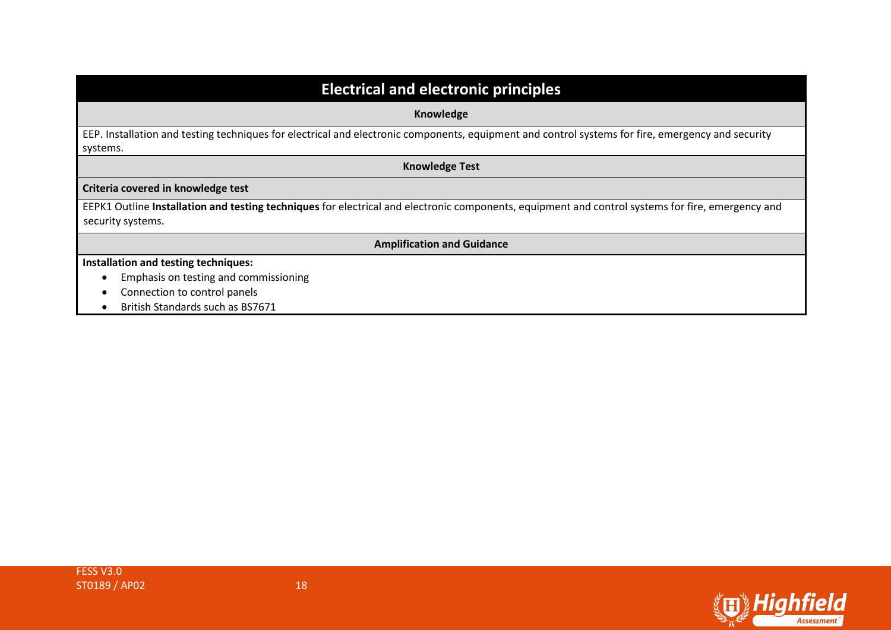## Electrical and electronic principles

**Knowledge**

EEP. Installation and testing techniques for electrical and electronic components, equipment and control systems for fire, emergency and security systems.

**Knowledge Test**

**Criteria covered in knowledge test**

EEPK1 Outline **Installation and testing techniques** for electrical and electronic components, equipment and control systems for fire, emergency and security systems.

**Amplification and Guidance**

**Installation and testing techniques:**

- Emphasis on testing and commissioning
- Connection to control panels
- British Standards such as BS7671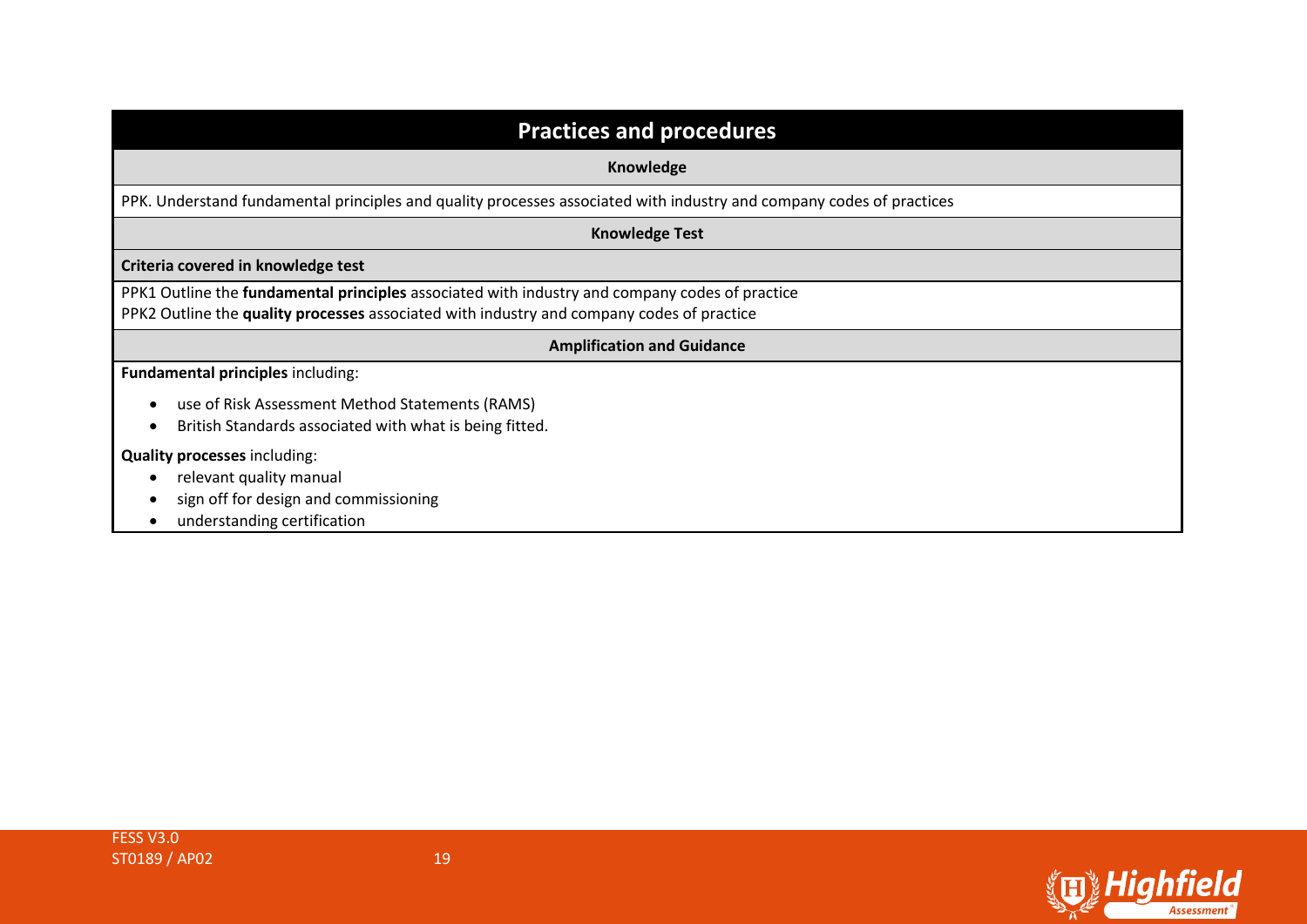## Practices and procedures

**Knowledge**

PPK. Understand fundamental principles and quality processes associated with industry and company codes of practices

**Knowledge Test**

**Criteria covered in knowledge test**

PPK1 Outline the **fundamental principles** associated with industry and company codes of practice
PPK2 Outline the **quality processes** associated with industry and company codes of practice

**Amplification and Guidance**

**Fundamental principles** including:

- use of Risk Assessment Method Statements (RAMS)
- British Standards associated with what is being fitted.

**Quality processes** including:

- relevant quality manual
- sign off for design and commissioning
- understanding certification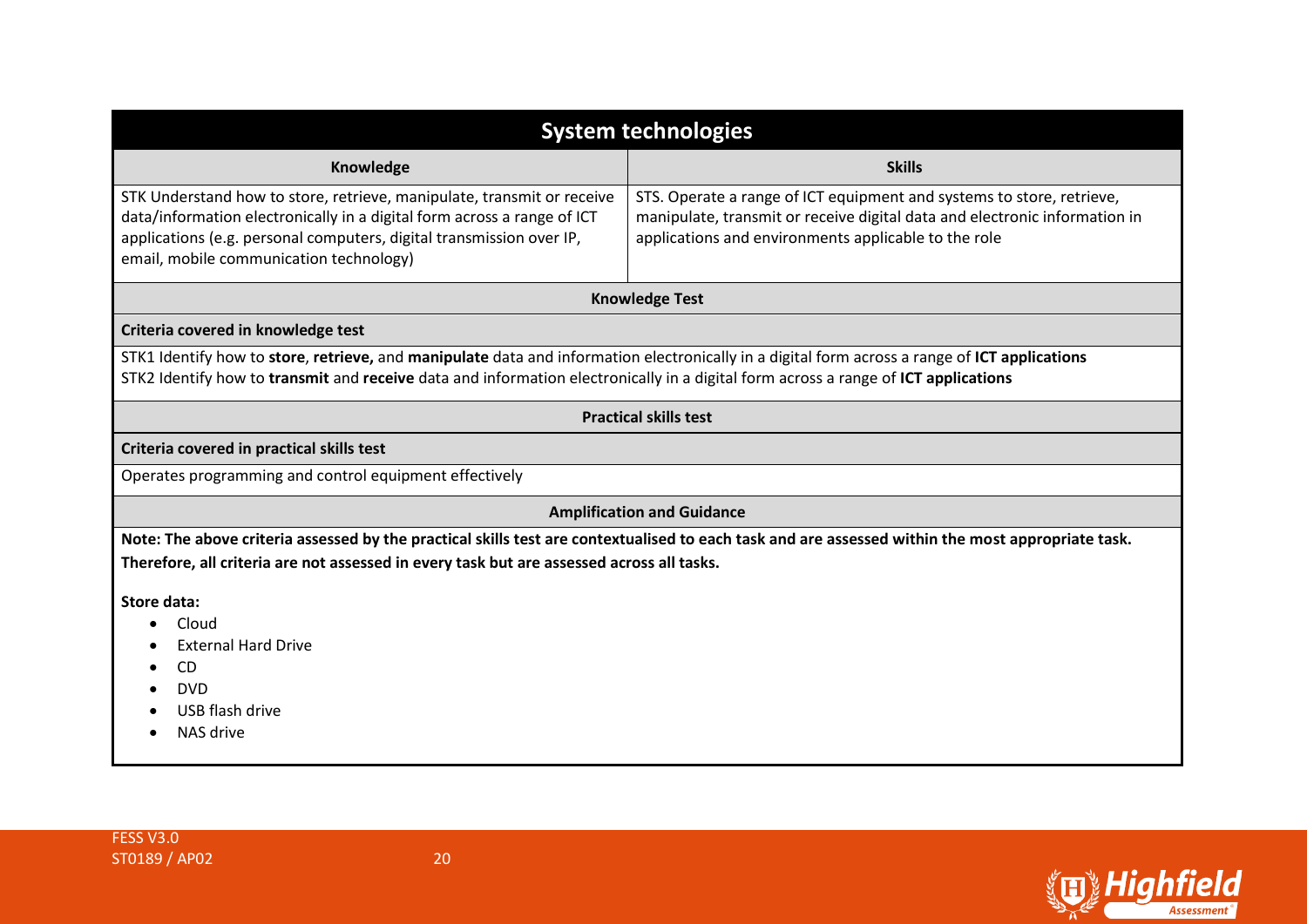## System technologies

| Knowledge | Skills |
|---|---|
| STK Understand how to store, retrieve, manipulate, transmit or receive data/information electronically in a digital form across a range of ICT applications (e.g. personal computers, digital transmission over IP, email, mobile communication technology) | STS. Operate a range of ICT equipment and systems to store, retrieve, manipulate, transmit or receive digital data and electronic information in applications and environments applicable to the role |

### Knowledge Test

**Criteria covered in knowledge test**

STK1 Identify how to **store**, **retrieve,** and **manipulate** data and information electronically in a digital form across a range of **ICT applications**
STK2 Identify how to **transmit** and **receive** data and information electronically in a digital form across a range of **ICT applications**

### Practical skills test

**Criteria covered in practical skills test**

Operates programming and control equipment effectively

### Amplification and Guidance

**Note: The above criteria assessed by the practical skills test are contextualised to each task and are assessed within the most appropriate task. Therefore, all criteria are not assessed in every task but are assessed across all tasks.**

**Store data:**

- Cloud
- External Hard Drive
- CD
- DVD
- USB flash drive
- NAS drive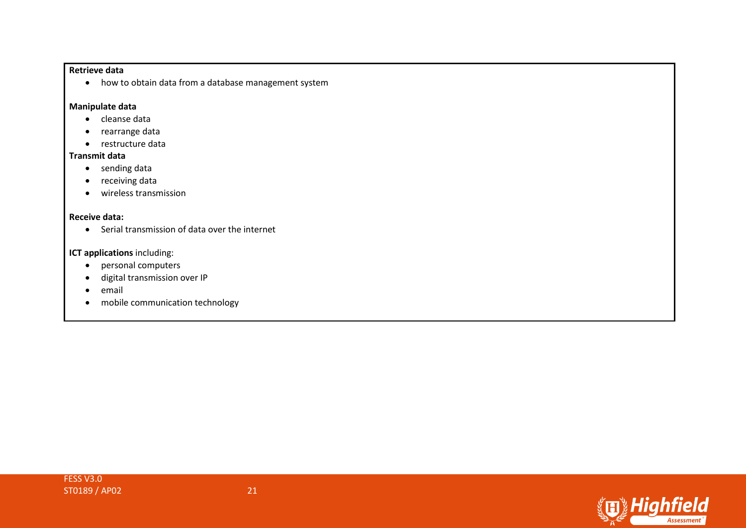**Retrieve data**

- how to obtain data from a database management system

**Manipulate data**

- cleanse data
- rearrange data
- restructure data

**Transmit data**

- sending data
- receiving data
- wireless transmission

**Receive data:**

- Serial transmission of data over the internet

**ICT applications** including:

- personal computers
- digital transmission over IP
- email
- mobile communication technology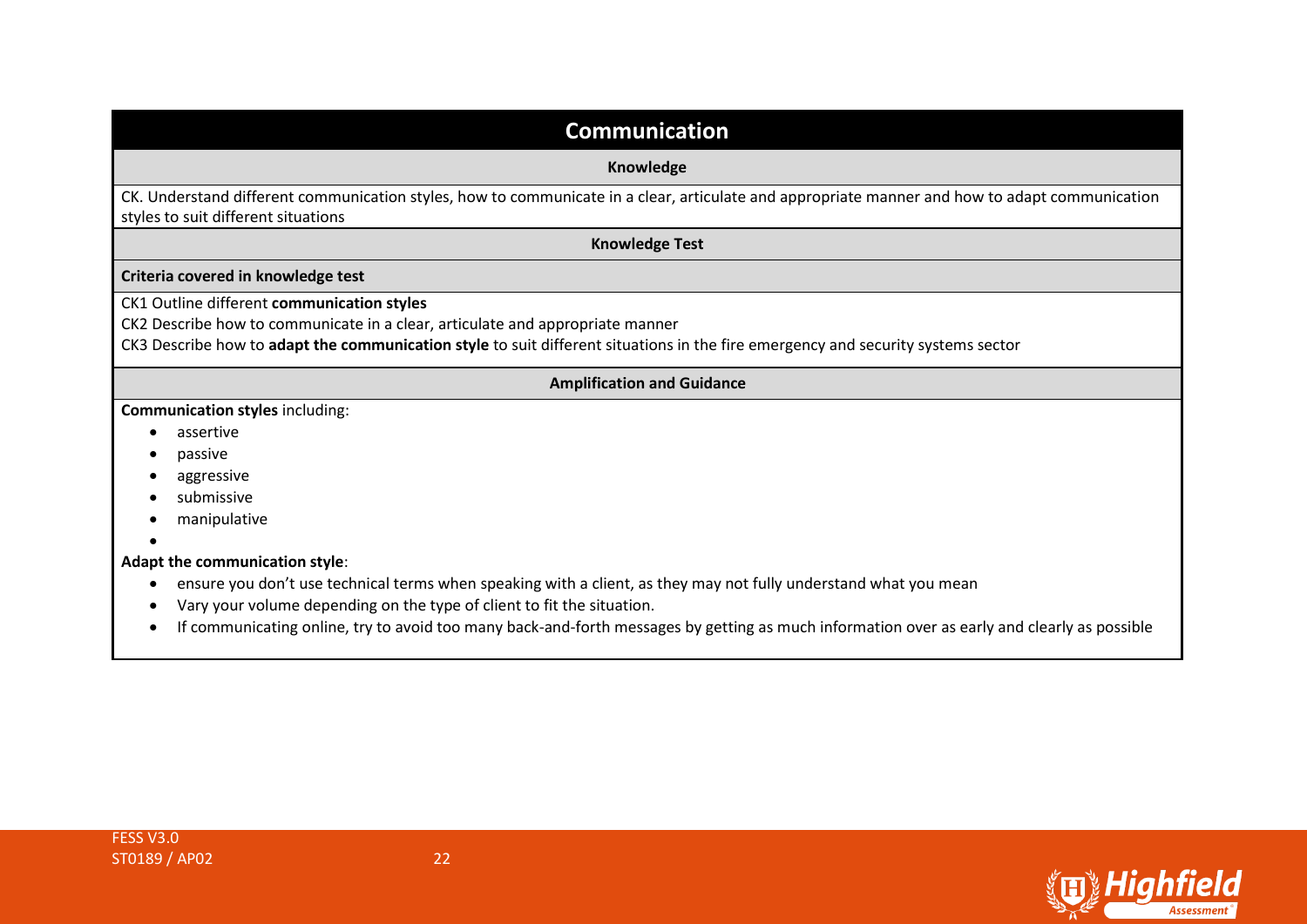## Communication

**Knowledge**

CK. Understand different communication styles, how to communicate in a clear, articulate and appropriate manner and how to adapt communication styles to suit different situations

**Knowledge Test**

**Criteria covered in knowledge test**

CK1 Outline different **communication styles**

CK2 Describe how to communicate in a clear, articulate and appropriate manner

CK3 Describe how to **adapt the communication style** to suit different situations in the fire emergency and security systems sector

**Amplification and Guidance**

**Communication styles** including:

- assertive
- passive
- aggressive
- submissive
- manipulative

**Adapt the communication style**:

- ensure you don't use technical terms when speaking with a client, as they may not fully understand what you mean
- Vary your volume depending on the type of client to fit the situation.
- If communicating online, try to avoid too many back-and-forth messages by getting as much information over as early and clearly as possible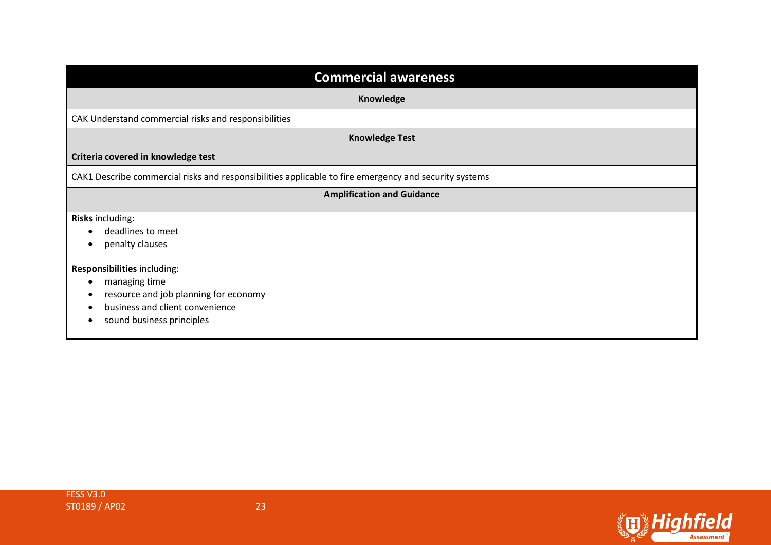## Commercial awareness

**Knowledge**

CAK Understand commercial risks and responsibilities

**Knowledge Test**

**Criteria covered in knowledge test**

CAK1 Describe commercial risks and responsibilities applicable to fire emergency and security systems

**Amplification and Guidance**

**Risks** including:

- deadlines to meet
- penalty clauses

**Responsibilities** including:

- managing time
- resource and job planning for economy
- business and client convenience
- sound business principles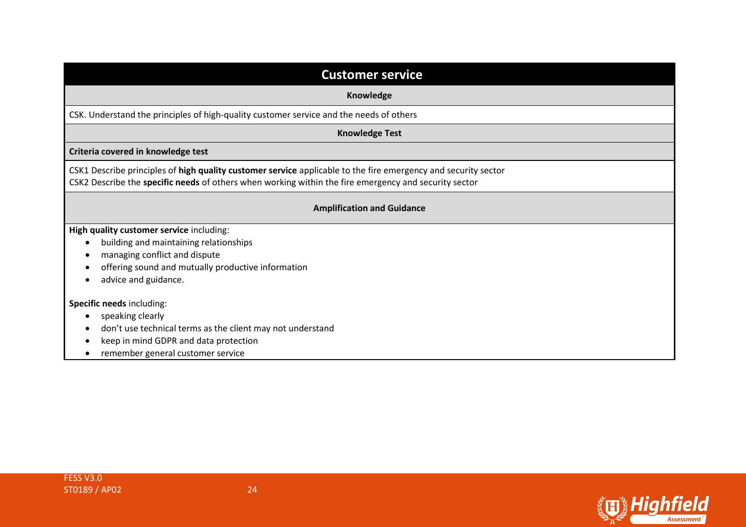## Customer service

**Knowledge**

CSK. Understand the principles of high-quality customer service and the needs of others

**Knowledge Test**

**Criteria covered in knowledge test**

CSK1 Describe principles of **high quality customer service** applicable to the fire emergency and security sector
CSK2 Describe the **specific needs** of others when working within the fire emergency and security sector

**Amplification and Guidance**

**High quality customer service** including:

- building and maintaining relationships
- managing conflict and dispute
- offering sound and mutually productive information
- advice and guidance.

**Specific needs** including:

- speaking clearly
- don't use technical terms as the client may not understand
- keep in mind GDPR and data protection
- remember general customer service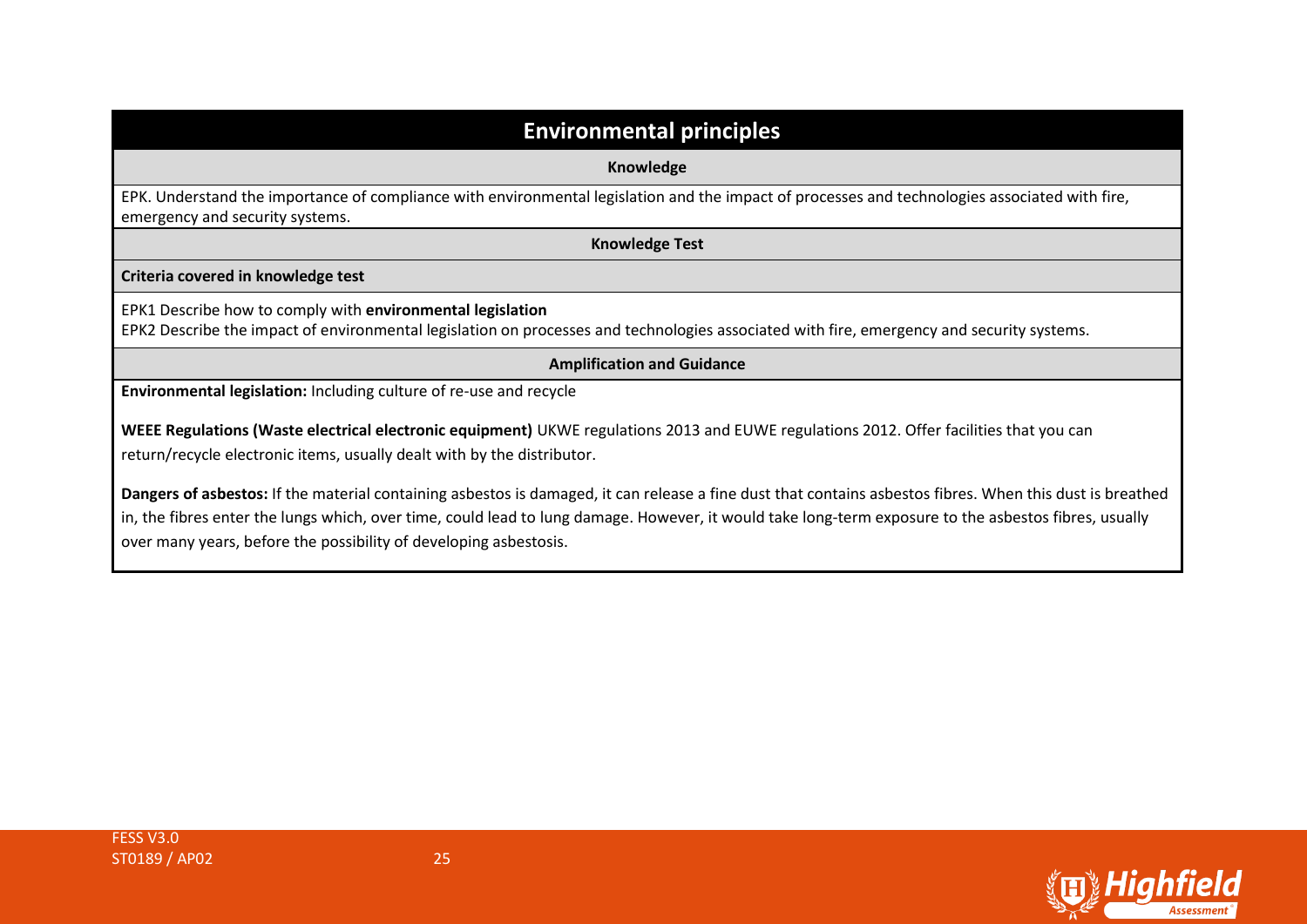## Environmental principles

**Knowledge**

EPK. Understand the importance of compliance with environmental legislation and the impact of processes and technologies associated with fire, emergency and security systems.

**Knowledge Test**

**Criteria covered in knowledge test**

EPK1 Describe how to comply with **environmental legislation**
EPK2 Describe the impact of environmental legislation on processes and technologies associated with fire, emergency and security systems.

**Amplification and Guidance**

**Environmental legislation:** Including culture of re-use and recycle

**WEEE Regulations (Waste electrical electronic equipment)** UKWE regulations 2013 and EUWE regulations 2012. Offer facilities that you can return/recycle electronic items, usually dealt with by the distributor.

**Dangers of asbestos:** If the material containing asbestos is damaged, it can release a fine dust that contains asbestos fibres. When this dust is breathed in, the fibres enter the lungs which, over time, could lead to lung damage. However, it would take long-term exposure to the asbestos fibres, usually over many years, before the possibility of developing asbestosis.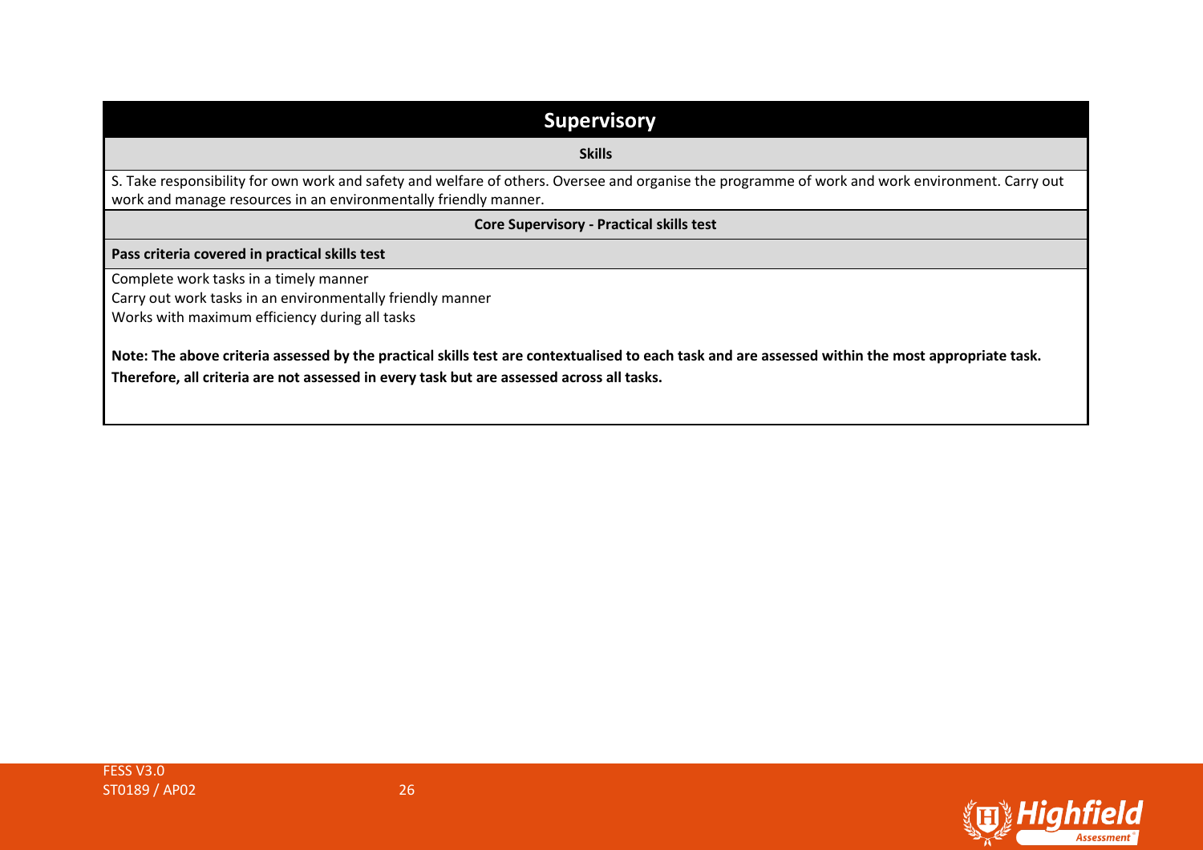| **Supervisory** |
| --- |
| **Skills** |
| S. Take responsibility for own work and safety and welfare of others. Oversee and organise the programme of work and work environment. Carry out work and manage resources in an environmentally friendly manner. |
| **Core Supervisory - Practical skills test** |
| **Pass criteria covered in practical skills test** |
| Complete work tasks in a timely manner<br>Carry out work tasks in an environmentally friendly manner<br>Works with maximum efficiency during all tasks<br><br>**Note: The above criteria assessed by the practical skills test are contextualised to each task and are assessed within the most appropriate task. Therefore, all criteria are not assessed in every task but are assessed across all tasks.** |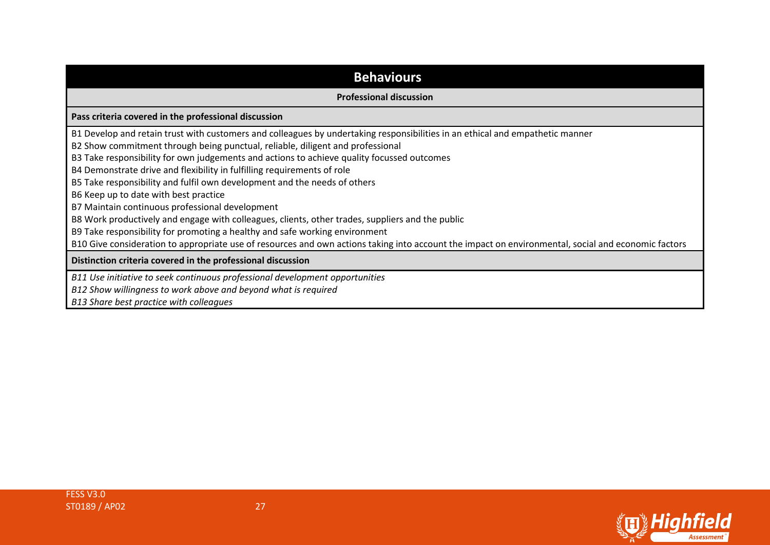## Behaviours

**Professional discussion**

**Pass criteria covered in the professional discussion**

B1 Develop and retain trust with customers and colleagues by undertaking responsibilities in an ethical and empathetic manner
B2 Show commitment through being punctual, reliable, diligent and professional
B3 Take responsibility for own judgements and actions to achieve quality focussed outcomes
B4 Demonstrate drive and flexibility in fulfilling requirements of role
B5 Take responsibility and fulfil own development and the needs of others
B6 Keep up to date with best practice
B7 Maintain continuous professional development
B8 Work productively and engage with colleagues, clients, other trades, suppliers and the public
B9 Take responsibility for promoting a healthy and safe working environment
B10 Give consideration to appropriate use of resources and own actions taking into account the impact on environmental, social and economic factors

**Distinction criteria covered in the professional discussion**

*B11 Use initiative to seek continuous professional development opportunities*
*B12 Show willingness to work above and beyond what is required*
*B13 Share best practice with colleagues*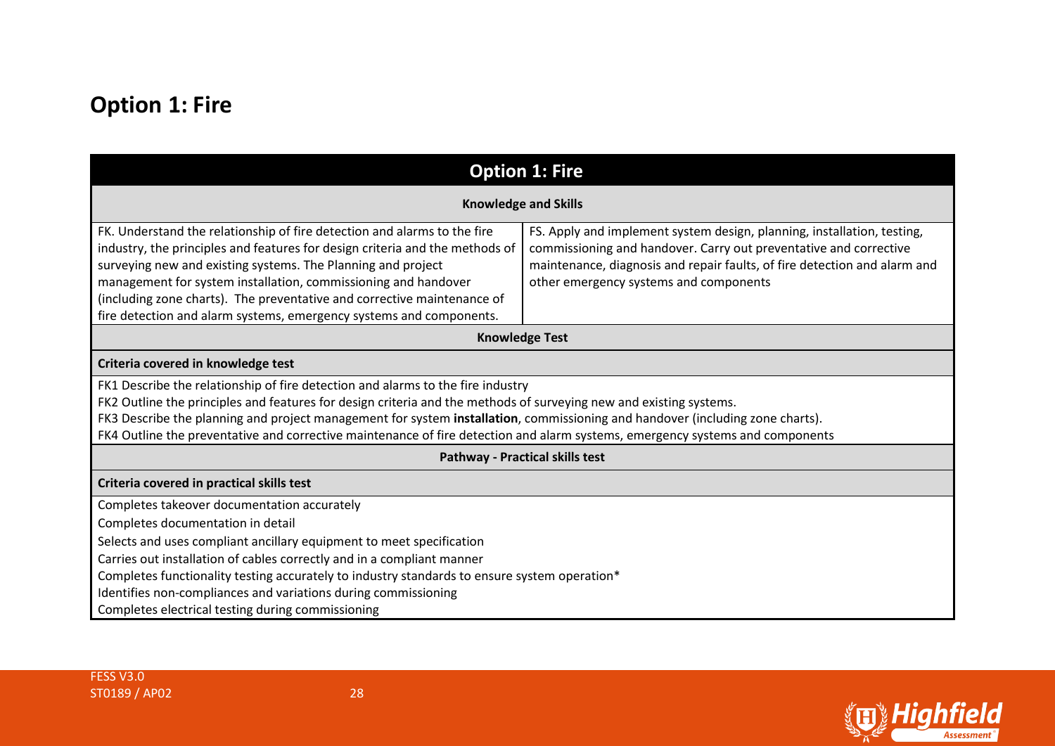## Option 1: Fire

| Option 1: Fire | |
|---|---|
| **Knowledge and Skills** | |
| FK. Understand the relationship of fire detection and alarms to the fire industry, the principles and features for design criteria and the methods of surveying new and existing systems. The Planning and project management for system installation, commissioning and handover (including zone charts). The preventative and corrective maintenance of fire detection and alarm systems, emergency systems and components. | FS. Apply and implement system design, planning, installation, testing, commissioning and handover. Carry out preventative and corrective maintenance, diagnosis and repair faults, of fire detection and alarm and other emergency systems and components |
| **Knowledge Test** | |
| **Criteria covered in knowledge test** | |
| FK1 Describe the relationship of fire detection and alarms to the fire industry<br>FK2 Outline the principles and features for design criteria and the methods of surveying new and existing systems.<br>FK3 Describe the planning and project management for system **installation**, commissioning and handover (including zone charts).<br>FK4 Outline the preventative and corrective maintenance of fire detection and alarm systems, emergency systems and components | |
| **Pathway - Practical skills test** | |
| **Criteria covered in practical skills test** | |
| Completes takeover documentation accurately<br>Completes documentation in detail<br>Selects and uses compliant ancillary equipment to meet specification<br>Carries out installation of cables correctly and in a compliant manner<br>Completes functionality testing accurately to industry standards to ensure system operation*<br>Identifies non-compliances and variations during commissioning<br>Completes electrical testing during commissioning | |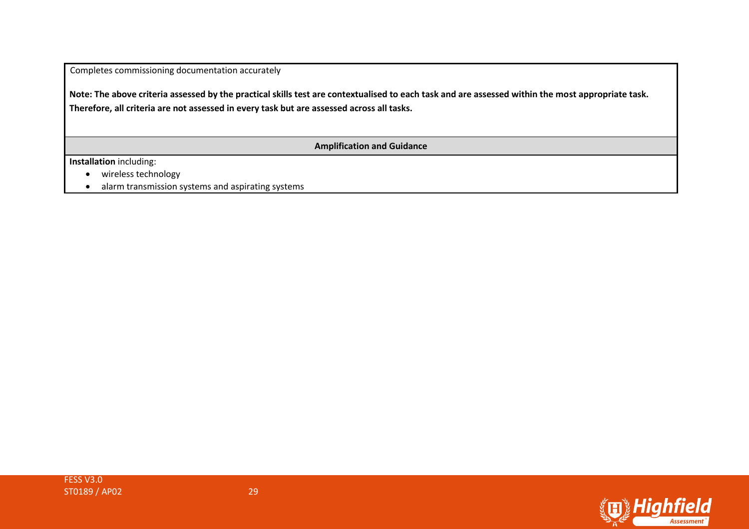Completes commissioning documentation accurately

**Note: The above criteria assessed by the practical skills test are contextualised to each task and are assessed within the most appropriate task. Therefore, all criteria are not assessed in every task but are assessed across all tasks.**

| Amplification and Guidance |
|---|
| **Installation** including:<br>• wireless technology<br>• alarm transmission systems and aspirating systems |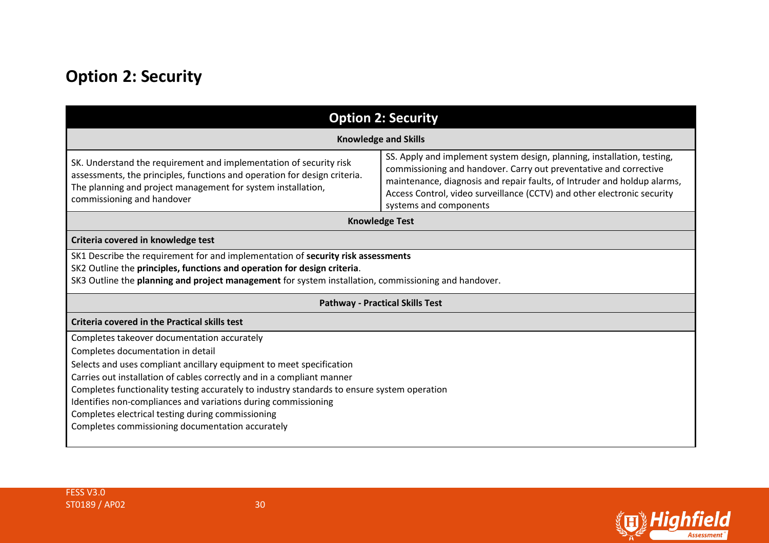## Option 2: Security

| Option 2: Security | |
|---|---|
| **Knowledge and Skills** | |
| SK. Understand the requirement and implementation of security risk assessments, the principles, functions and operation for design criteria. The planning and project management for system installation, commissioning and handover | SS. Apply and implement system design, planning, installation, testing, commissioning and handover. Carry out preventative and corrective maintenance, diagnosis and repair faults, of Intruder and holdup alarms, Access Control, video surveillance (CCTV) and other electronic security systems and components |
| **Knowledge Test** | |
| **Criteria covered in knowledge test** | |
| SK1 Describe the requirement for and implementation of **security risk assessments**<br>SK2 Outline the **principles, functions and operation for design criteria**.<br>SK3 Outline the **planning and project management** for system installation, commissioning and handover. | |
| **Pathway - Practical Skills Test** | |
| **Criteria covered in the Practical skills test** | |
| Completes takeover documentation accurately<br>Completes documentation in detail<br>Selects and uses compliant ancillary equipment to meet specification<br>Carries out installation of cables correctly and in a compliant manner<br>Completes functionality testing accurately to industry standards to ensure system operation<br>Identifies non-compliances and variations during commissioning<br>Completes electrical testing during commissioning<br>Completes commissioning documentation accurately | |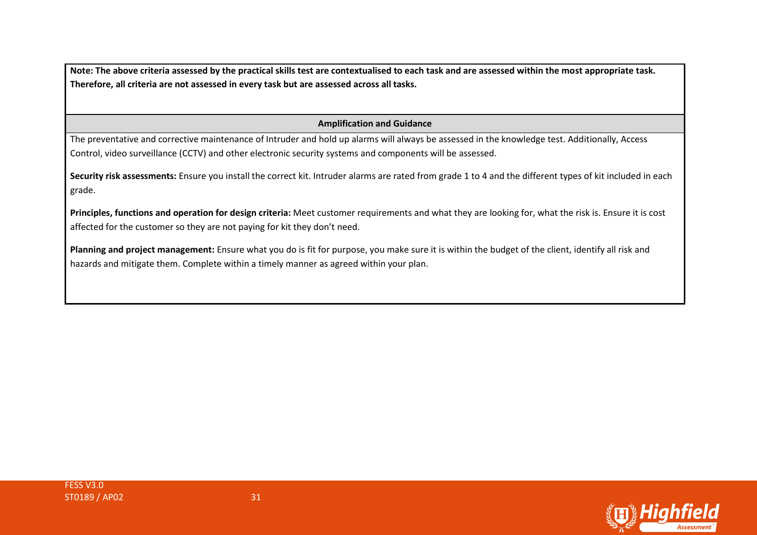**Note: The above criteria assessed by the practical skills test are contextualised to each task and are assessed within the most appropriate task. Therefore, all criteria are not assessed in every task but are assessed across all tasks.**

| **Amplification and Guidance** |
| --- |
| The preventative and corrective maintenance of Intruder and hold up alarms will always be assessed in the knowledge test. Additionally, Access Control, video surveillance (CCTV) and other electronic security systems and components will be assessed.<br><br>**Security risk assessments:** Ensure you install the correct kit. Intruder alarms are rated from grade 1 to 4 and the different types of kit included in each grade.<br><br>**Principles, functions and operation for design criteria:** Meet customer requirements and what they are looking for, what the risk is. Ensure it is cost affected for the customer so they are not paying for kit they don't need.<br><br>**Planning and project management:** Ensure what you do is fit for purpose, you make sure it is within the budget of the client, identify all risk and hazards and mitigate them. Complete within a timely manner as agreed within your plan. |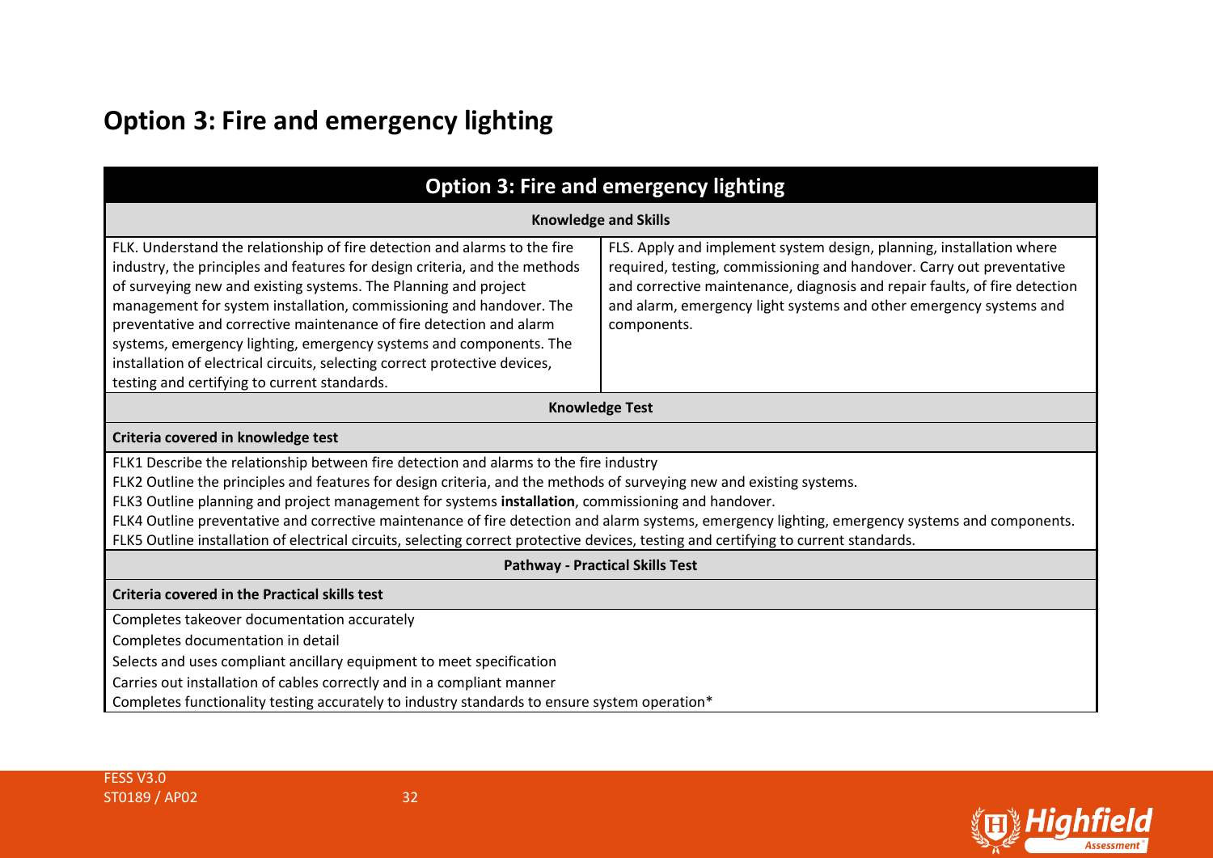## Option 3: Fire and emergency lighting

| Option 3: Fire and emergency lighting | |
|---|---|
| **Knowledge and Skills** | |
| FLK. Understand the relationship of fire detection and alarms to the fire industry, the principles and features for design criteria, and the methods of surveying new and existing systems. The Planning and project management for system installation, commissioning and handover. The preventative and corrective maintenance of fire detection and alarm systems, emergency lighting, emergency systems and components. The installation of electrical circuits, selecting correct protective devices, testing and certifying to current standards. | FLS. Apply and implement system design, planning, installation where required, testing, commissioning and handover. Carry out preventative and corrective maintenance, diagnosis and repair faults, of fire detection and alarm, emergency light systems and other emergency systems and components. |
| **Knowledge Test** | |
| **Criteria covered in knowledge test** | |
| FLK1 Describe the relationship between fire detection and alarms to the fire industry<br>FLK2 Outline the principles and features for design criteria, and the methods of surveying new and existing systems.<br>FLK3 Outline planning and project management for systems **installation**, commissioning and handover.<br>FLK4 Outline preventative and corrective maintenance of fire detection and alarm systems, emergency lighting, emergency systems and components.<br>FLK5 Outline installation of electrical circuits, selecting correct protective devices, testing and certifying to current standards. | |
| **Pathway - Practical Skills Test** | |
| **Criteria covered in the Practical skills test** | |
| Completes takeover documentation accurately<br>Completes documentation in detail<br>Selects and uses compliant ancillary equipment to meet specification<br>Carries out installation of cables correctly and in a compliant manner<br>Completes functionality testing accurately to industry standards to ensure system operation* | |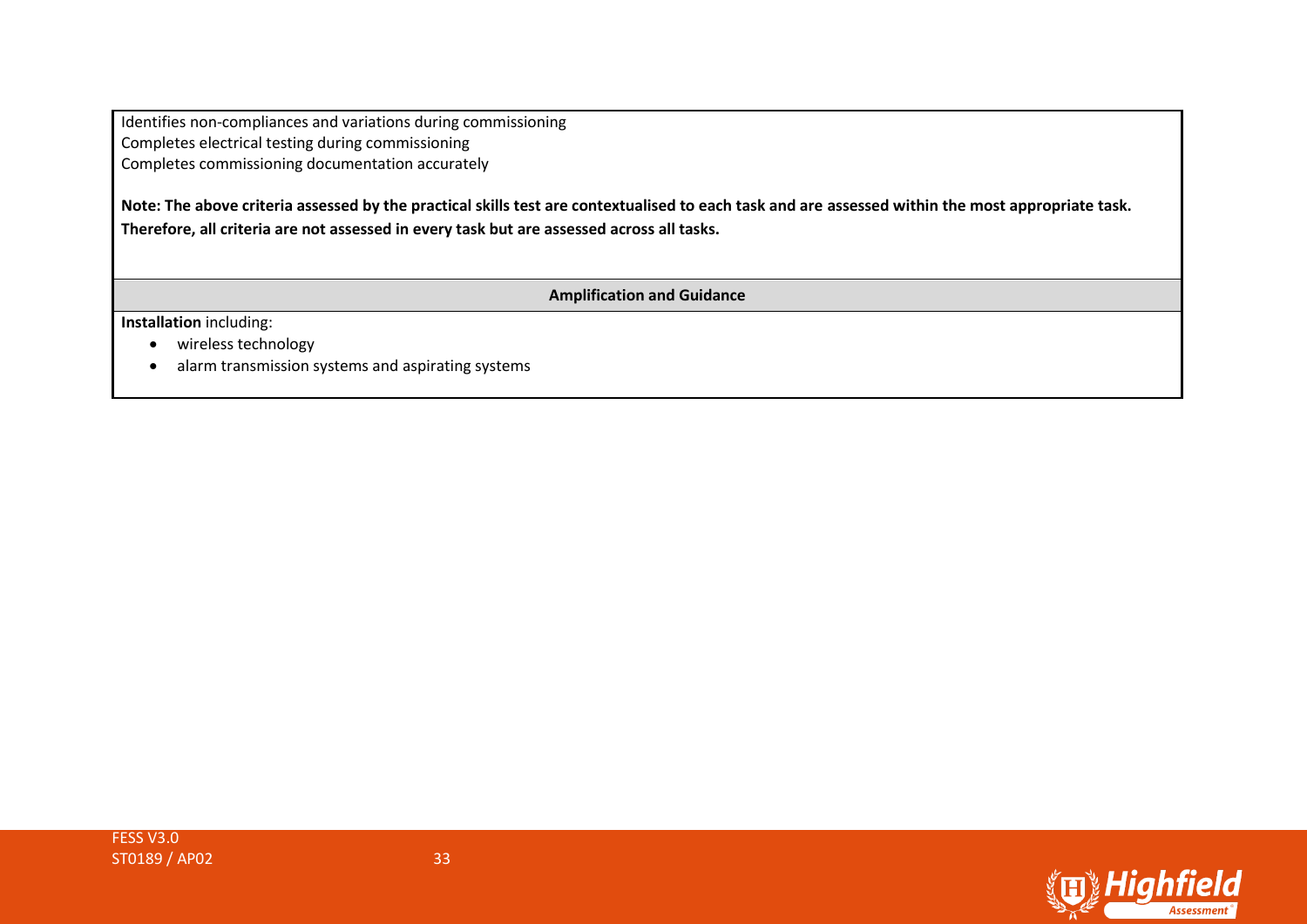Identifies non-compliances and variations during commissioning
Completes electrical testing during commissioning
Completes commissioning documentation accurately

**Note: The above criteria assessed by the practical skills test are contextualised to each task and are assessed within the most appropriate task. Therefore, all criteria are not assessed in every task but are assessed across all tasks.**

| **Amplification and Guidance** |
| --- |
| **Installation** including:<br>• wireless technology<br>• alarm transmission systems and aspirating systems |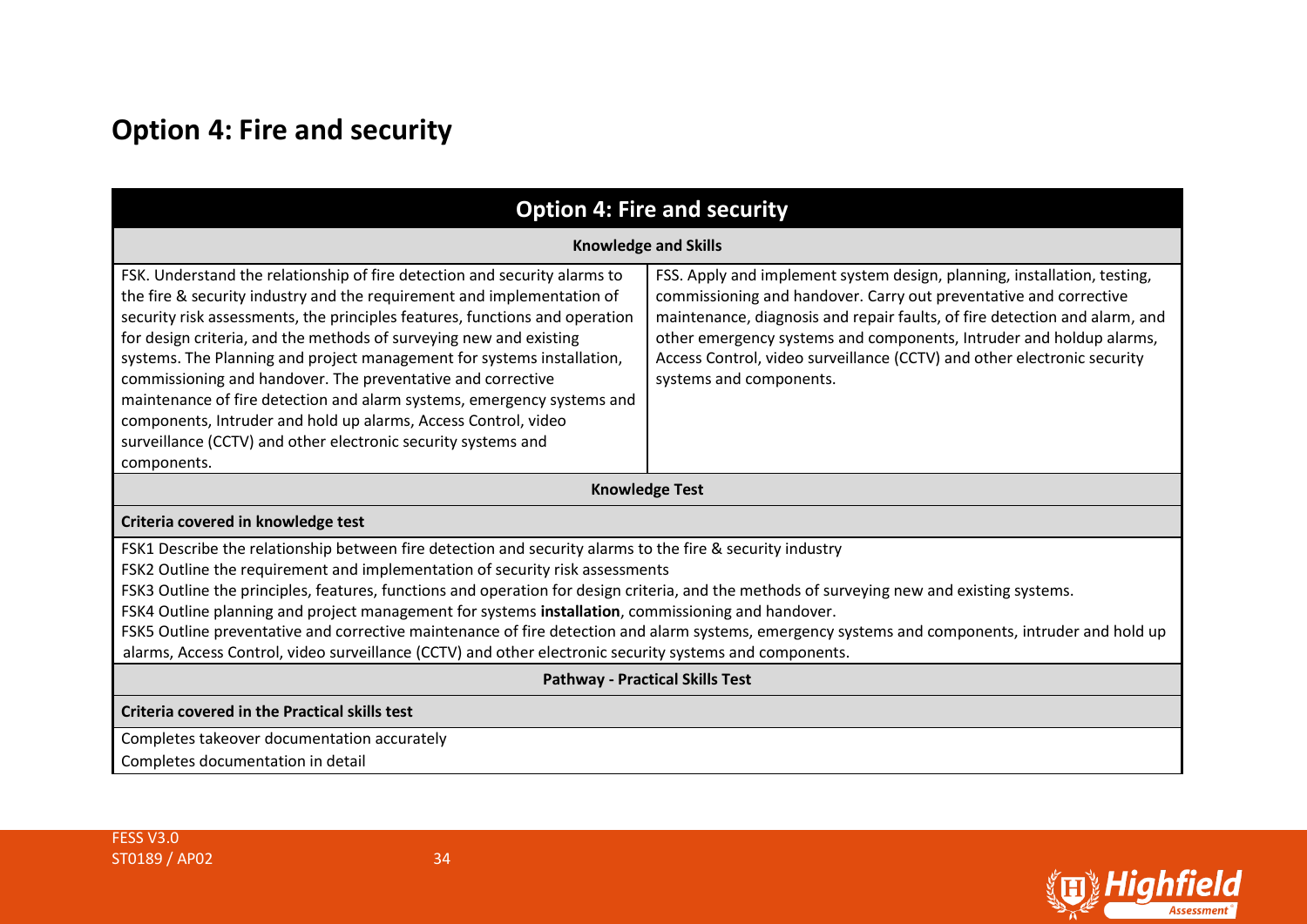## Option 4: Fire and security

| Option 4: Fire and security | |
|---|---|
| **Knowledge and Skills** | |
| FSK. Understand the relationship of fire detection and security alarms to the fire & security industry and the requirement and implementation of security risk assessments, the principles features, functions and operation for design criteria, and the methods of surveying new and existing systems. The Planning and project management for systems installation, commissioning and handover. The preventative and corrective maintenance of fire detection and alarm systems, emergency systems and components, Intruder and hold up alarms, Access Control, video surveillance (CCTV) and other electronic security systems and components. | FSS. Apply and implement system design, planning, installation, testing, commissioning and handover. Carry out preventative and corrective maintenance, diagnosis and repair faults, of fire detection and alarm, and other emergency systems and components, Intruder and holdup alarms, Access Control, video surveillance (CCTV) and other electronic security systems and components. |
| **Knowledge Test** | |
| **Criteria covered in knowledge test** | |
| FSK1 Describe the relationship between fire detection and security alarms to the fire & security industry<br>FSK2 Outline the requirement and implementation of security risk assessments<br>FSK3 Outline the principles, features, functions and operation for design criteria, and the methods of surveying new and existing systems.<br>FSK4 Outline planning and project management for systems **installation**, commissioning and handover.<br>FSK5 Outline preventative and corrective maintenance of fire detection and alarm systems, emergency systems and components, intruder and hold up alarms, Access Control, video surveillance (CCTV) and other electronic security systems and components. | |
| **Pathway - Practical Skills Test** | |
| **Criteria covered in the Practical skills test** | |
| Completes takeover documentation accurately<br>Completes documentation in detail | |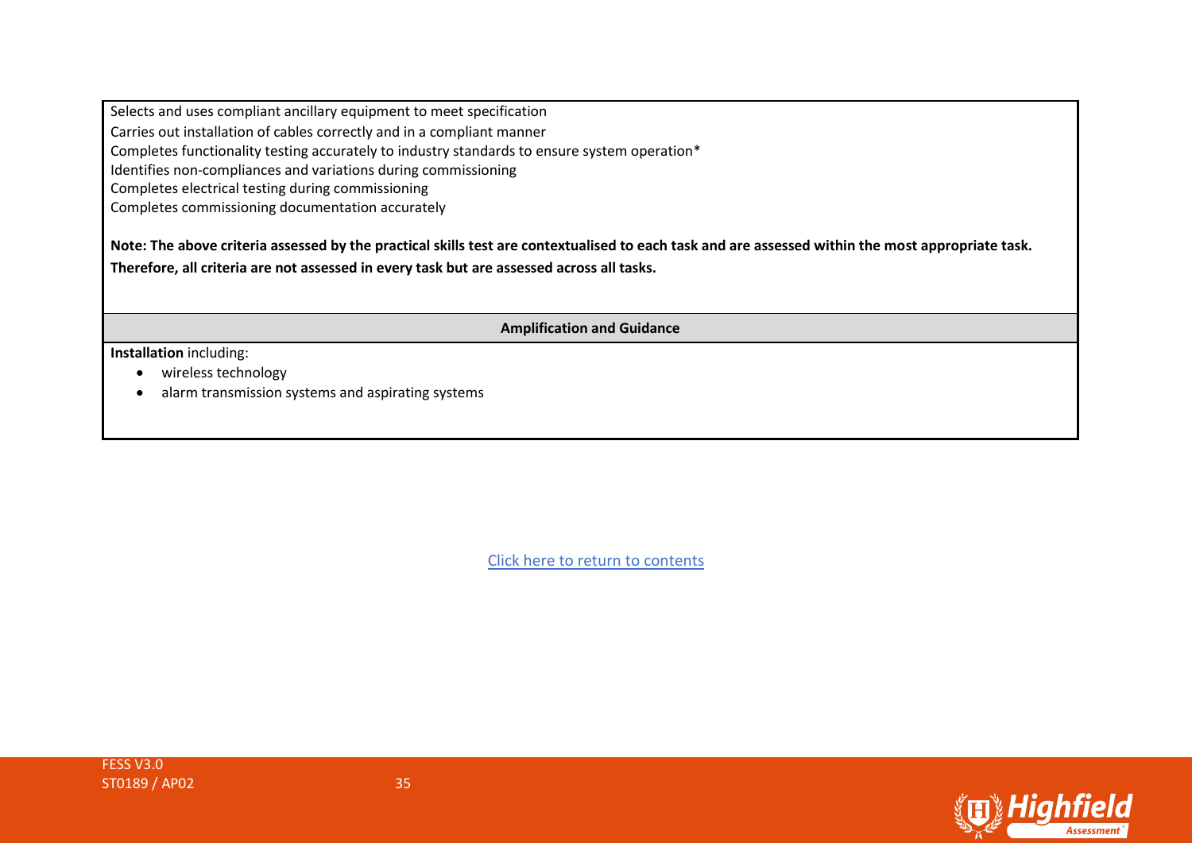Selects and uses compliant ancillary equipment to meet specification
Carries out installation of cables correctly and in a compliant manner
Completes functionality testing accurately to industry standards to ensure system operation*
Identifies non-compliances and variations during commissioning
Completes electrical testing during commissioning
Completes commissioning documentation accurately

**Note: The above criteria assessed by the practical skills test are contextualised to each task and are assessed within the most appropriate task. Therefore, all criteria are not assessed in every task but are assessed across all tasks.**

| Amplification and Guidance |
|---|
| **Installation** including:<br>• wireless technology<br>• alarm transmission systems and aspirating systems |

Click here to return to contents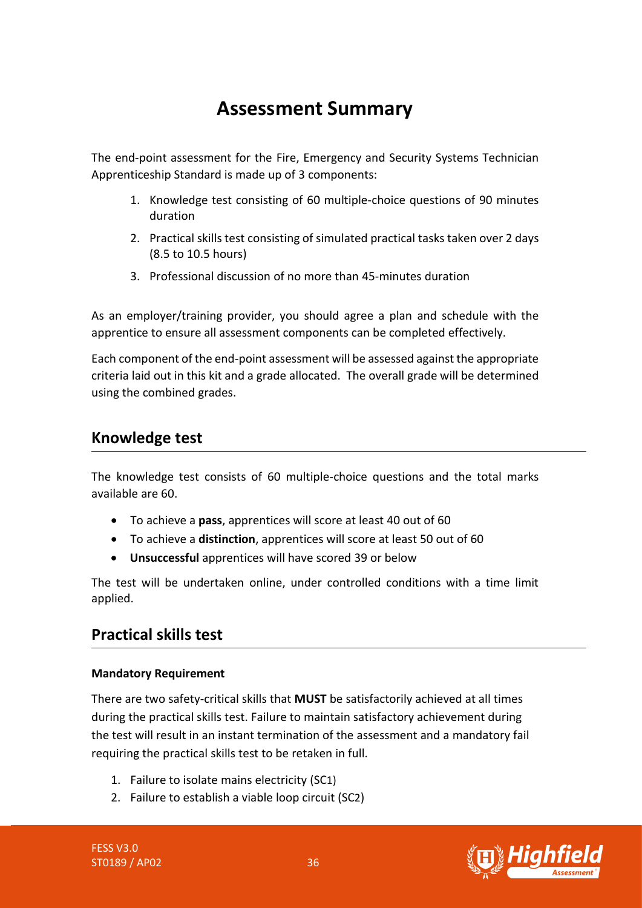# Assessment Summary

The end-point assessment for the Fire, Emergency and Security Systems Technician Apprenticeship Standard is made up of 3 components:

1. Knowledge test consisting of 60 multiple-choice questions of 90 minutes duration
2. Practical skills test consisting of simulated practical tasks taken over 2 days (8.5 to 10.5 hours)
3. Professional discussion of no more than 45-minutes duration

As an employer/training provider, you should agree a plan and schedule with the apprentice to ensure all assessment components can be completed effectively.

Each component of the end-point assessment will be assessed against the appropriate criteria laid out in this kit and a grade allocated. The overall grade will be determined using the combined grades.

## Knowledge test

The knowledge test consists of 60 multiple-choice questions and the total marks available are 60.

- To achieve a **pass**, apprentices will score at least 40 out of 60
- To achieve a **distinction**, apprentices will score at least 50 out of 60
- **Unsuccessful** apprentices will have scored 39 or below

The test will be undertaken online, under controlled conditions with a time limit applied.

## Practical skills test

**Mandatory Requirement**

There are two safety-critical skills that **MUST** be satisfactorily achieved at all times during the practical skills test. Failure to maintain satisfactory achievement during the test will result in an instant termination of the assessment and a mandatory fail requiring the practical skills test to be retaken in full.

1. Failure to isolate mains electricity (SC1)
2. Failure to establish a viable loop circuit (SC2)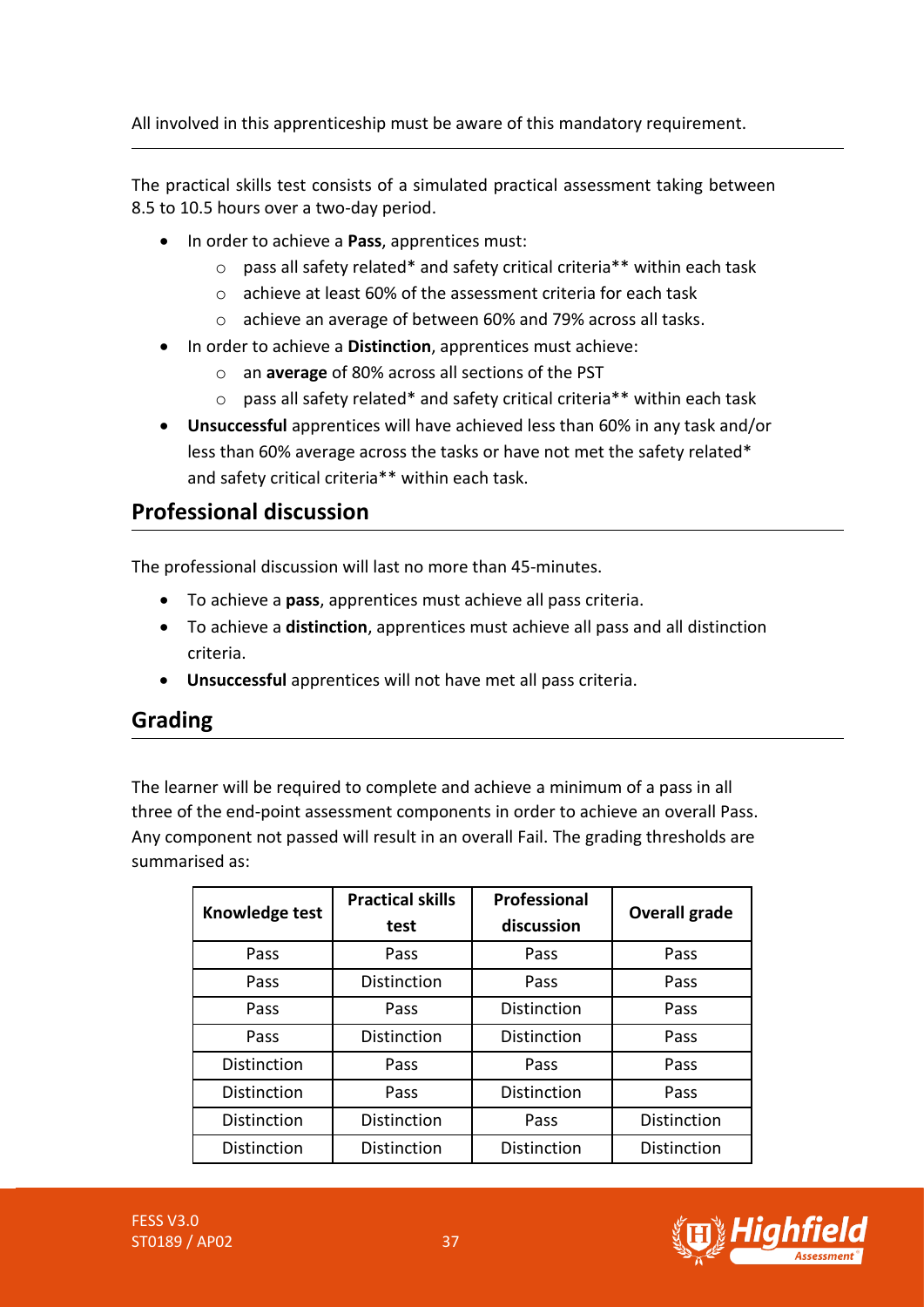All involved in this apprenticeship must be aware of this mandatory requirement.

---

The practical skills test consists of a simulated practical assessment taking between 8.5 to 10.5 hours over a two-day period.

- In order to achieve a **Pass**, apprentices must:
  - pass all safety related* and safety critical criteria** within each task
  - achieve at least 60% of the assessment criteria for each task
  - achieve an average of between 60% and 79% across all tasks.
- In order to achieve a **Distinction**, apprentices must achieve:
  - an **average** of 80% across all sections of the PST
  - pass all safety related* and safety critical criteria** within each task
- **Unsuccessful** apprentices will have achieved less than 60% in any task and/or less than 60% average across the tasks or have not met the safety related* and safety critical criteria** within each task.

## Professional discussion

The professional discussion will last no more than 45-minutes.

- To achieve a **pass**, apprentices must achieve all pass criteria.
- To achieve a **distinction**, apprentices must achieve all pass and all distinction criteria.
- **Unsuccessful** apprentices will not have met all pass criteria.

## Grading

The learner will be required to complete and achieve a minimum of a pass in all three of the end-point assessment components in order to achieve an overall Pass. Any component not passed will result in an overall Fail. The grading thresholds are summarised as:

| Knowledge test | Practical skills test | Professional discussion | Overall grade |
|---|---|---|---|
| Pass | Pass | Pass | Pass |
| Pass | Distinction | Pass | Pass |
| Pass | Pass | Distinction | Pass |
| Pass | Distinction | Distinction | Pass |
| Distinction | Pass | Pass | Pass |
| Distinction | Pass | Distinction | Pass |
| Distinction | Distinction | Pass | Distinction |
| Distinction | Distinction | Distinction | Distinction |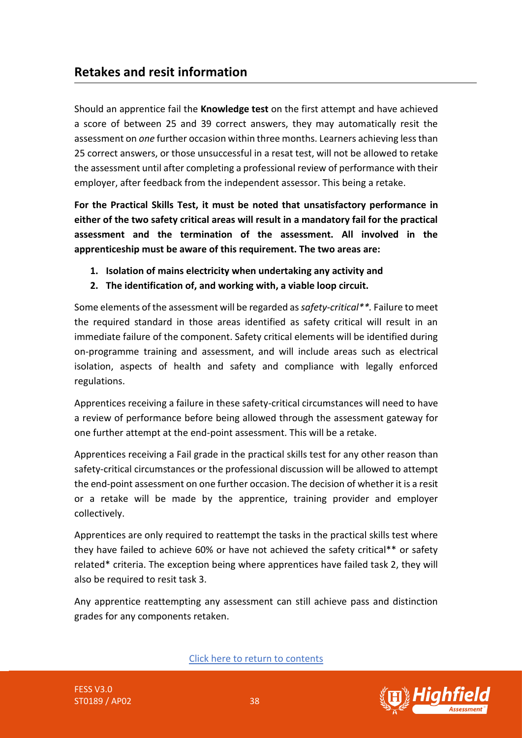## Retakes and resit information

Should an apprentice fail the **Knowledge test** on the first attempt and have achieved a score of between 25 and 39 correct answers, they may automatically resit the assessment on *one* further occasion within three months. Learners achieving less than 25 correct answers, or those unsuccessful in a resat test, will not be allowed to retake the assessment until after completing a professional review of performance with their employer, after feedback from the independent assessor. This being a retake.

**For the Practical Skills Test, it must be noted that unsatisfactory performance in either of the two safety critical areas will result in a mandatory fail for the practical assessment and the termination of the assessment. All involved in the apprenticeship must be aware of this requirement. The two areas are:**

1. **Isolation of mains electricity when undertaking any activity and**
2. **The identification of, and working with, a viable loop circuit.**

Some elements of the assessment will be regarded as *safety-critical***.* Failure to meet the required standard in those areas identified as safety critical will result in an immediate failure of the component. Safety critical elements will be identified during on-programme training and assessment, and will include areas such as electrical isolation, aspects of health and safety and compliance with legally enforced regulations.

Apprentices receiving a failure in these safety-critical circumstances will need to have a review of performance before being allowed through the assessment gateway for one further attempt at the end-point assessment. This will be a retake.

Apprentices receiving a Fail grade in the practical skills test for any other reason than safety-critical circumstances or the professional discussion will be allowed to attempt the end-point assessment on one further occasion. The decision of whether it is a resit or a retake will be made by the apprentice, training provider and employer collectively.

Apprentices are only required to reattempt the tasks in the practical skills test where they have failed to achieve 60% or have not achieved the safety critical** or safety related* criteria. The exception being where apprentices have failed task 2, they will also be required to resit task 3.

Any apprentice reattempting any assessment can still achieve pass and distinction grades for any components retaken.

Click here to return to contents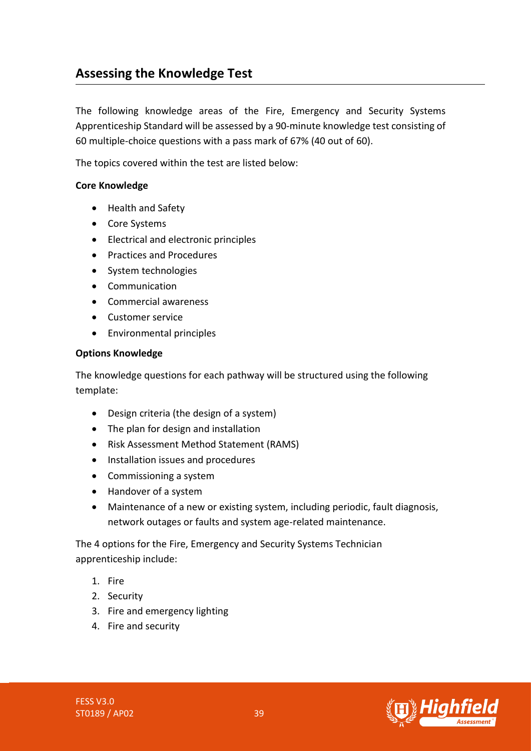## Assessing the Knowledge Test

The following knowledge areas of the Fire, Emergency and Security Systems Apprenticeship Standard will be assessed by a 90-minute knowledge test consisting of 60 multiple-choice questions with a pass mark of 67% (40 out of 60).

The topics covered within the test are listed below:

**Core Knowledge**

- Health and Safety
- Core Systems
- Electrical and electronic principles
- Practices and Procedures
- System technologies
- Communication
- Commercial awareness
- Customer service
- Environmental principles

**Options Knowledge**

The knowledge questions for each pathway will be structured using the following template:

- Design criteria (the design of a system)
- The plan for design and installation
- Risk Assessment Method Statement (RAMS)
- Installation issues and procedures
- Commissioning a system
- Handover of a system
- Maintenance of a new or existing system, including periodic, fault diagnosis, network outages or faults and system age-related maintenance.

The 4 options for the Fire, Emergency and Security Systems Technician apprenticeship include:

1. Fire
2. Security
3. Fire and emergency lighting
4. Fire and security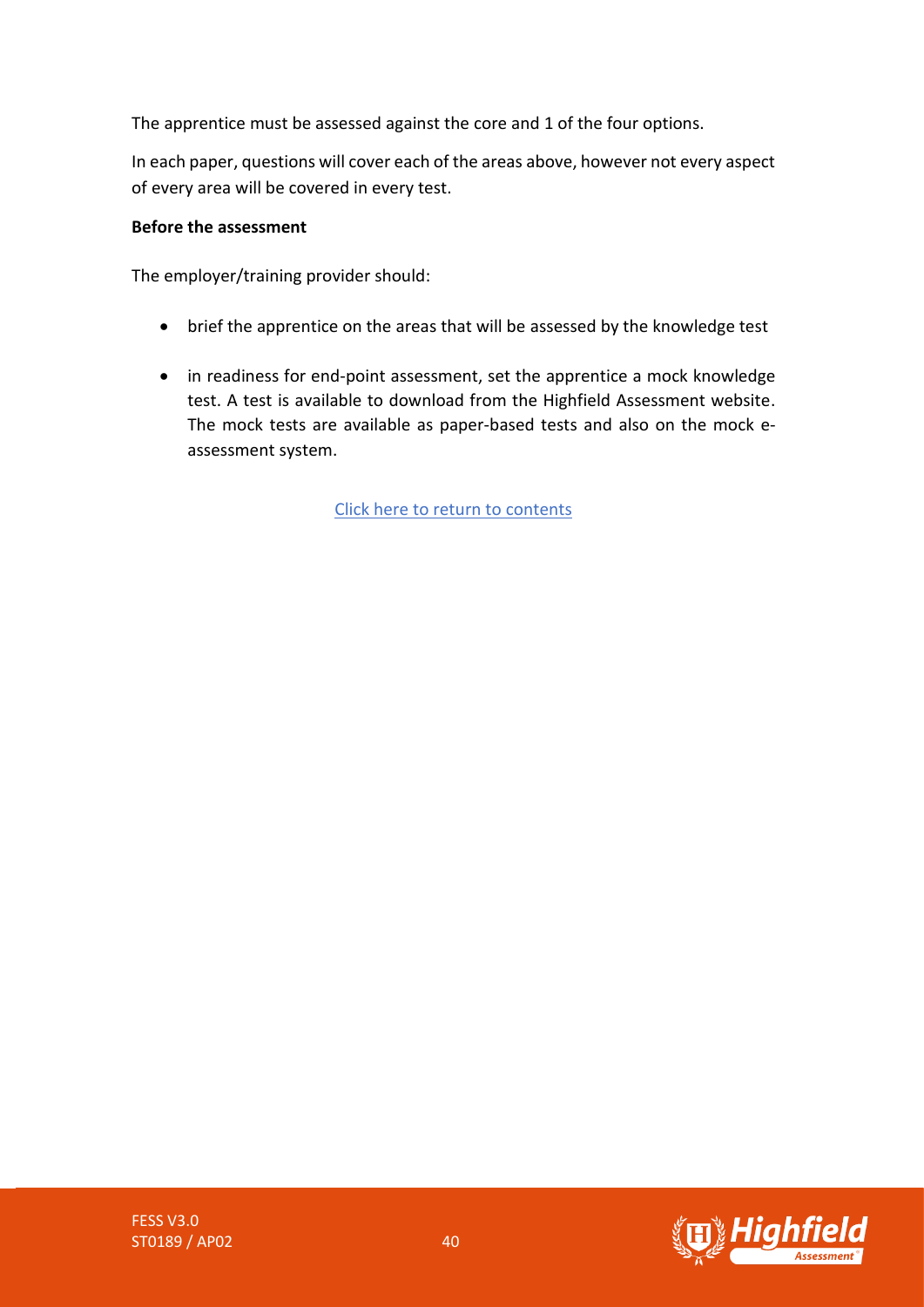The apprentice must be assessed against the core and 1 of the four options.

In each paper, questions will cover each of the areas above, however not every aspect of every area will be covered in every test.

**Before the assessment**

The employer/training provider should:

- brief the apprentice on the areas that will be assessed by the knowledge test
- in readiness for end-point assessment, set the apprentice a mock knowledge test. A test is available to download from the Highfield Assessment website. The mock tests are available as paper-based tests and also on the mock e-assessment system.

Click here to return to contents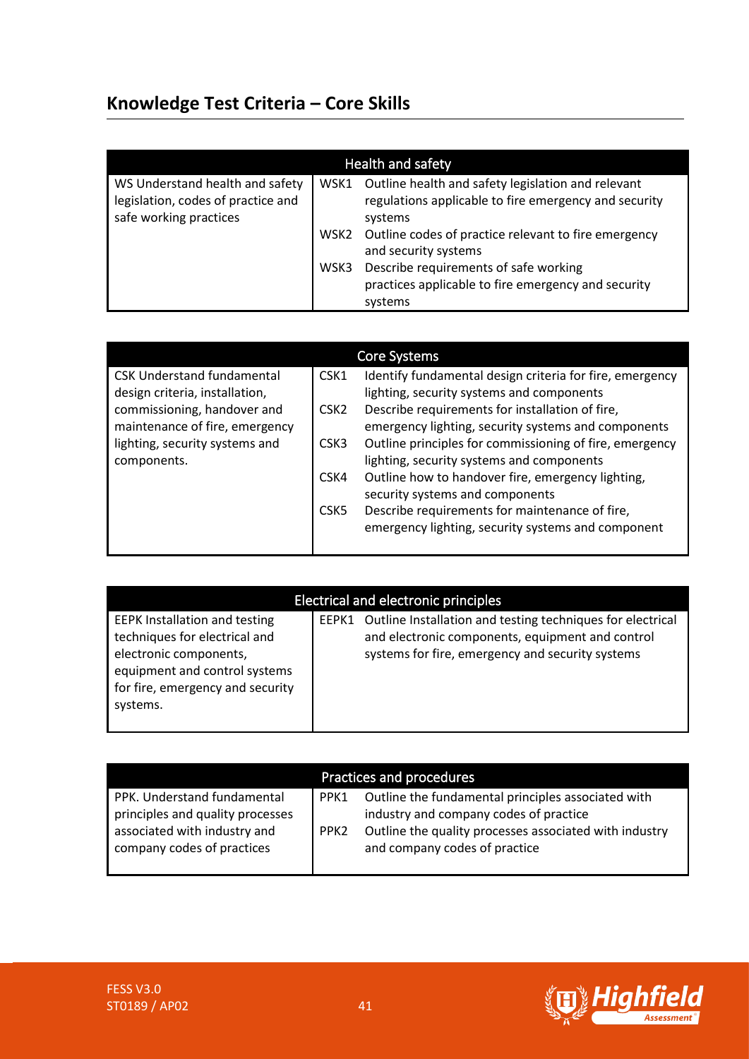## Knowledge Test Criteria – Core Skills

| Health and safety | | |
|---|---|---|
| WS Understand health and safety legislation, codes of practice and safe working practices | WSK1 | Outline health and safety legislation and relevant regulations applicable to fire emergency and security systems |
| | WSK2 | Outline codes of practice relevant to fire emergency and security systems |
| | WSK3 | Describe requirements of safe working practices applicable to fire emergency and security systems |

| Core Systems | | |
|---|---|---|
| CSK Understand fundamental design criteria, installation, commissioning, handover and maintenance of fire, emergency lighting, security systems and components. | CSK1 | Identify fundamental design criteria for fire, emergency lighting, security systems and components |
| | CSK2 | Describe requirements for installation of fire, emergency lighting, security systems and components |
| | CSK3 | Outline principles for commissioning of fire, emergency lighting, security systems and components |
| | CSK4 | Outline how to handover fire, emergency lighting, security systems and components |
| | CSK5 | Describe requirements for maintenance of fire, emergency lighting, security systems and component |

| Electrical and electronic principles | | |
|---|---|---|
| EEPK Installation and testing techniques for electrical and electronic components, equipment and control systems for fire, emergency and security systems. | EEPK1 | Outline Installation and testing techniques for electrical and electronic components, equipment and control systems for fire, emergency and security systems |

| Practices and procedures | | |
|---|---|---|
| PPK. Understand fundamental principles and quality processes associated with industry and company codes of practices | PPK1 | Outline the fundamental principles associated with industry and company codes of practice |
| | PPK2 | Outline the quality processes associated with industry and company codes of practice |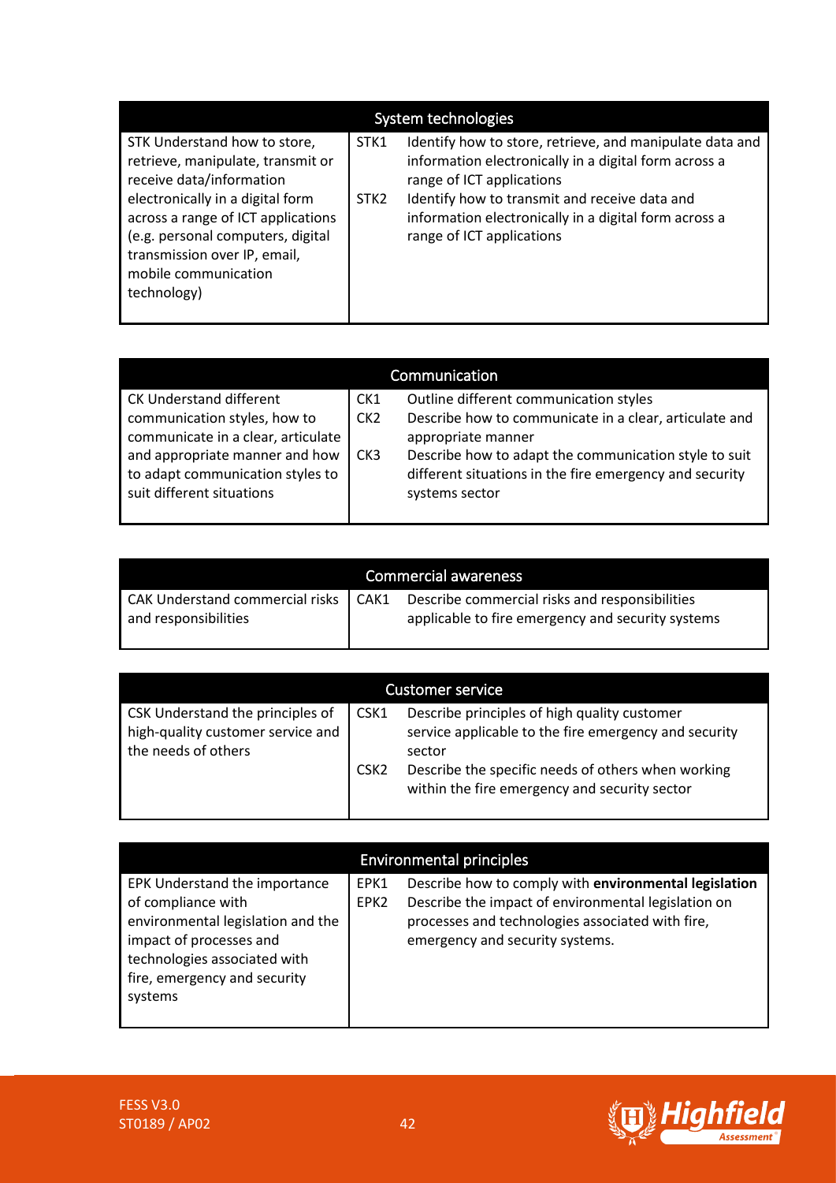| System technologies | | |
|---|---|---|
| STK Understand how to store, retrieve, manipulate, transmit or receive data/information electronically in a digital form across a range of ICT applications (e.g. personal computers, digital transmission over IP, email, mobile communication technology) | STK1 | Identify how to store, retrieve, and manipulate data and information electronically in a digital form across a range of ICT applications |
| | STK2 | Identify how to transmit and receive data and information electronically in a digital form across a range of ICT applications |

| Communication | | |
|---|---|---|
| CK Understand different communication styles, how to communicate in a clear, articulate and appropriate manner and how to adapt communication styles to suit different situations | CK1 | Outline different communication styles |
| | CK2 | Describe how to communicate in a clear, articulate and appropriate manner |
| | CK3 | Describe how to adapt the communication style to suit different situations in the fire emergency and security systems sector |

| Commercial awareness | | |
|---|---|---|
| CAK Understand commercial risks and responsibilities | CAK1 | Describe commercial risks and responsibilities applicable to fire emergency and security systems |

| Customer service | | |
|---|---|---|
| CSK Understand the principles of high-quality customer service and the needs of others | CSK1 | Describe principles of high quality customer service applicable to the fire emergency and security sector |
| | CSK2 | Describe the specific needs of others when working within the fire emergency and security sector |

| Environmental principles | | |
|---|---|---|
| EPK Understand the importance of compliance with environmental legislation and the impact of processes and technologies associated with fire, emergency and security systems | EPK1 | Describe how to comply with **environmental legislation** |
| | EPK2 | Describe the impact of environmental legislation on processes and technologies associated with fire, emergency and security systems. |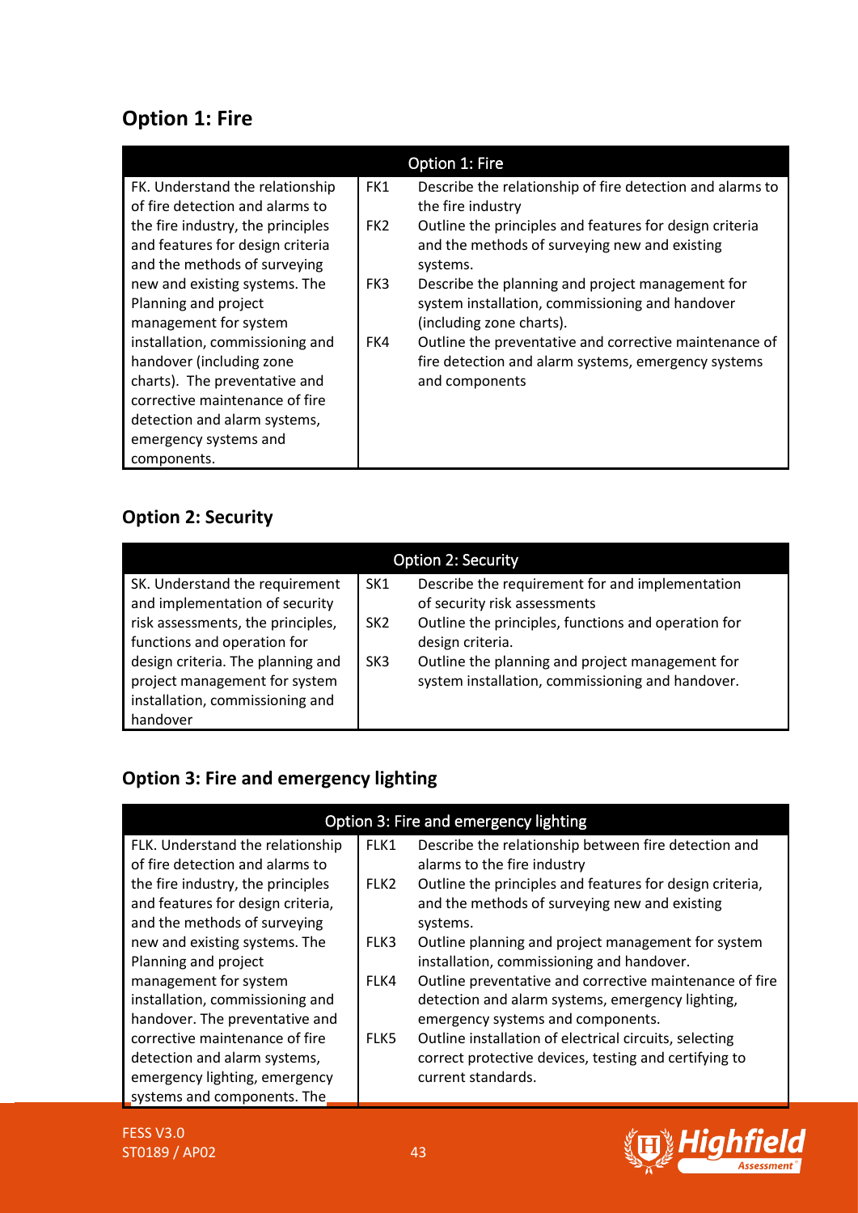## Option 1: Fire

| Option 1: Fire | | |
|---|---|---|
| FK. Understand the relationship of fire detection and alarms to the fire industry, the principles and features for design criteria and the methods of surveying new and existing systems. The Planning and project management for system installation, commissioning and handover (including zone charts). The preventative and corrective maintenance of fire detection and alarm systems, emergency systems and components. | FK1 | Describe the relationship of fire detection and alarms to the fire industry |
| | FK2 | Outline the principles and features for design criteria and the methods of surveying new and existing systems. |
| | FK3 | Describe the planning and project management for system installation, commissioning and handover (including zone charts). |
| | FK4 | Outline the preventative and corrective maintenance of fire detection and alarm systems, emergency systems and components |

## Option 2: Security

| Option 2: Security | | |
|---|---|---|
| SK. Understand the requirement and implementation of security risk assessments, the principles, functions and operation for design criteria. The planning and project management for system installation, commissioning and handover | SK1 | Describe the requirement for and implementation of security risk assessments |
| | SK2 | Outline the principles, functions and operation for design criteria. |
| | SK3 | Outline the planning and project management for system installation, commissioning and handover. |

## Option 3: Fire and emergency lighting

| Option 3: Fire and emergency lighting | | |
|---|---|---|
| FLK. Understand the relationship of fire detection and alarms to the fire industry, the principles and features for design criteria, and the methods of surveying new and existing systems. The Planning and project management for system installation, commissioning and handover. The preventative and corrective maintenance of fire detection and alarm systems, emergency lighting, emergency systems and components. The | FLK1 | Describe the relationship between fire detection and alarms to the fire industry |
| | FLK2 | Outline the principles and features for design criteria, and the methods of surveying new and existing systems. |
| | FLK3 | Outline planning and project management for system installation, commissioning and handover. |
| | FLK4 | Outline preventative and corrective maintenance of fire detection and alarm systems, emergency lighting, emergency systems and components. |
| | FLK5 | Outline installation of electrical circuits, selecting correct protective devices, testing and certifying to current standards. |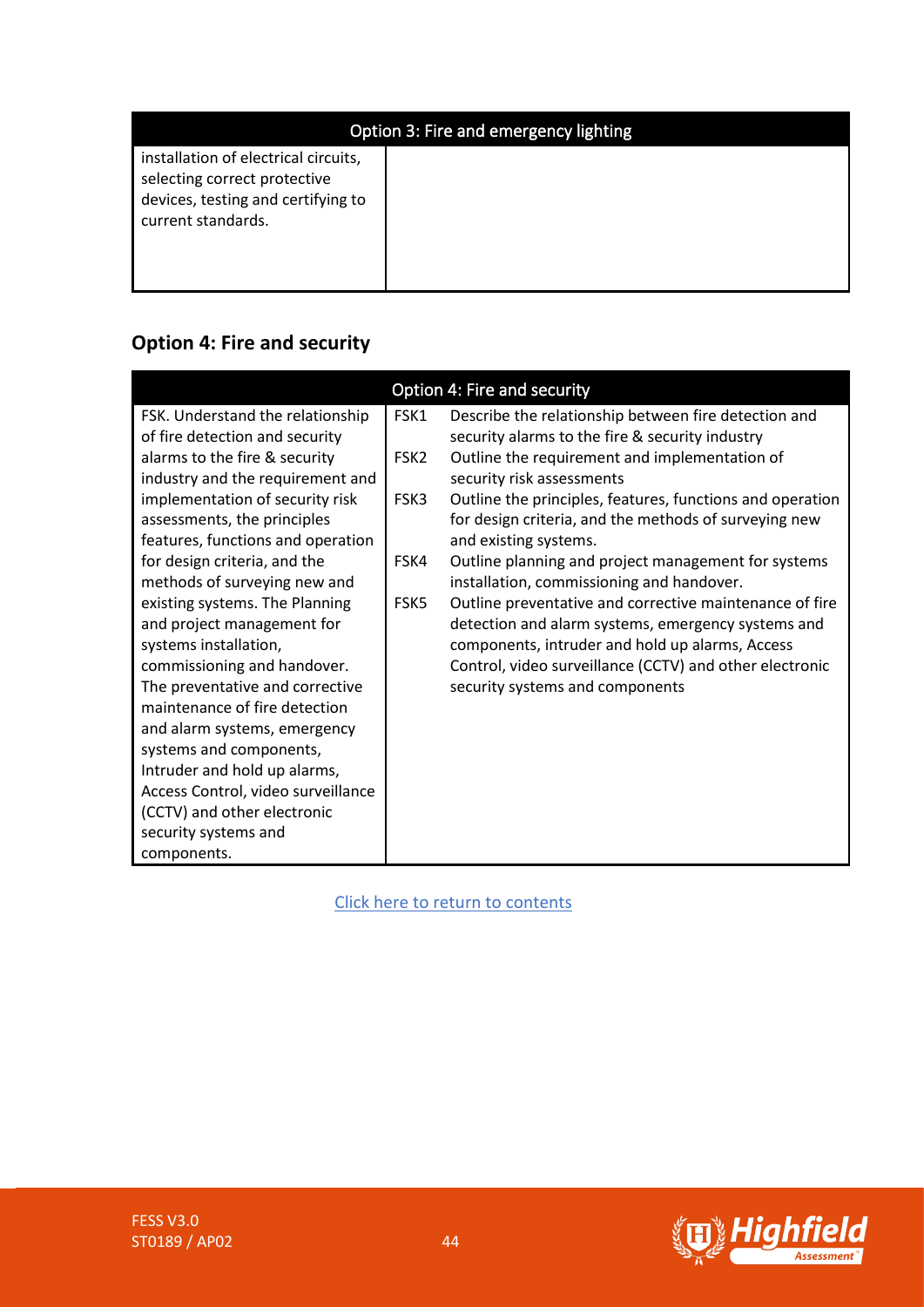| Option 3: Fire and emergency lighting | |
| --- | --- |
| installation of electrical circuits, selecting correct protective devices, testing and certifying to current standards. | |

## Option 4: Fire and security

| Option 4: Fire and security | | |
| --- | --- | --- |
| FSK. Understand the relationship of fire detection and security alarms to the fire & security industry and the requirement and implementation of security risk assessments, the principles features, functions and operation for design criteria, and the methods of surveying new and existing systems. The Planning and project management for systems installation, commissioning and handover. The preventative and corrective maintenance of fire detection and alarm systems, emergency systems and components, Intruder and hold up alarms, Access Control, video surveillance (CCTV) and other electronic security systems and components. | FSK1 | Describe the relationship between fire detection and security alarms to the fire & security industry |
| | FSK2 | Outline the requirement and implementation of security risk assessments |
| | FSK3 | Outline the principles, features, functions and operation for design criteria, and the methods of surveying new and existing systems. |
| | FSK4 | Outline planning and project management for systems installation, commissioning and handover. |
| | FSK5 | Outline preventative and corrective maintenance of fire detection and alarm systems, emergency systems and components, intruder and hold up alarms, Access Control, video surveillance (CCTV) and other electronic security systems and components |

Click here to return to contents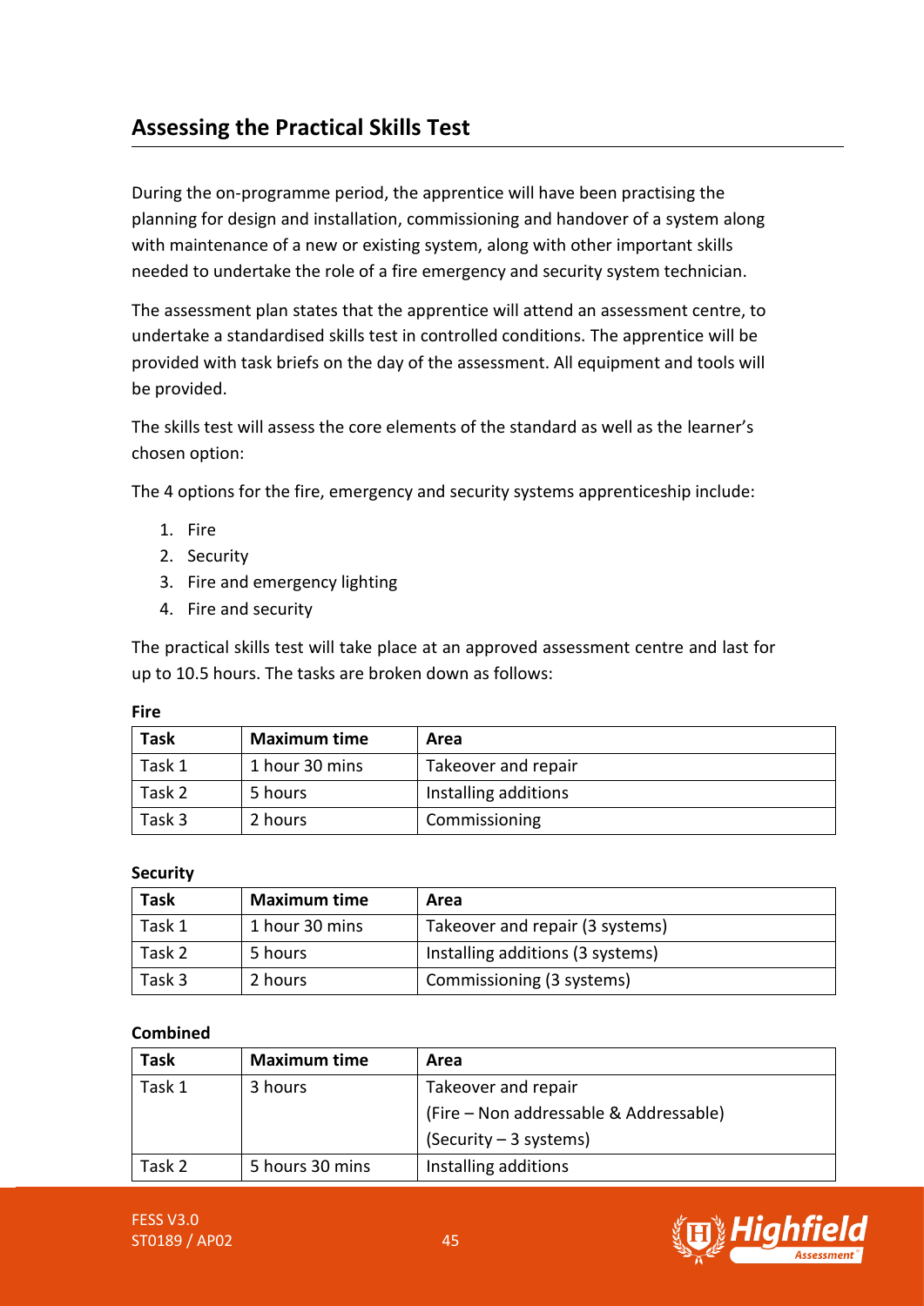## Assessing the Practical Skills Test

During the on-programme period, the apprentice will have been practising the planning for design and installation, commissioning and handover of a system along with maintenance of a new or existing system, along with other important skills needed to undertake the role of a fire emergency and security system technician.

The assessment plan states that the apprentice will attend an assessment centre, to undertake a standardised skills test in controlled conditions. The apprentice will be provided with task briefs on the day of the assessment. All equipment and tools will be provided.

The skills test will assess the core elements of the standard as well as the learner's chosen option:

The 4 options for the fire, emergency and security systems apprenticeship include:

1. Fire
2. Security
3. Fire and emergency lighting
4. Fire and security

The practical skills test will take place at an approved assessment centre and last for up to 10.5 hours. The tasks are broken down as follows:

**Fire**

| Task | Maximum time | Area |
|---|---|---|
| Task 1 | 1 hour 30 mins | Takeover and repair |
| Task 2 | 5 hours | Installing additions |
| Task 3 | 2 hours | Commissioning |

**Security**

| Task | Maximum time | Area |
|---|---|---|
| Task 1 | 1 hour 30 mins | Takeover and repair (3 systems) |
| Task 2 | 5 hours | Installing additions (3 systems) |
| Task 3 | 2 hours | Commissioning (3 systems) |

**Combined**

| Task | Maximum time | Area |
|---|---|---|
| Task 1 | 3 hours | Takeover and repair (Fire – Non addressable & Addressable) (Security – 3 systems) |
| Task 2 | 5 hours 30 mins | Installing additions |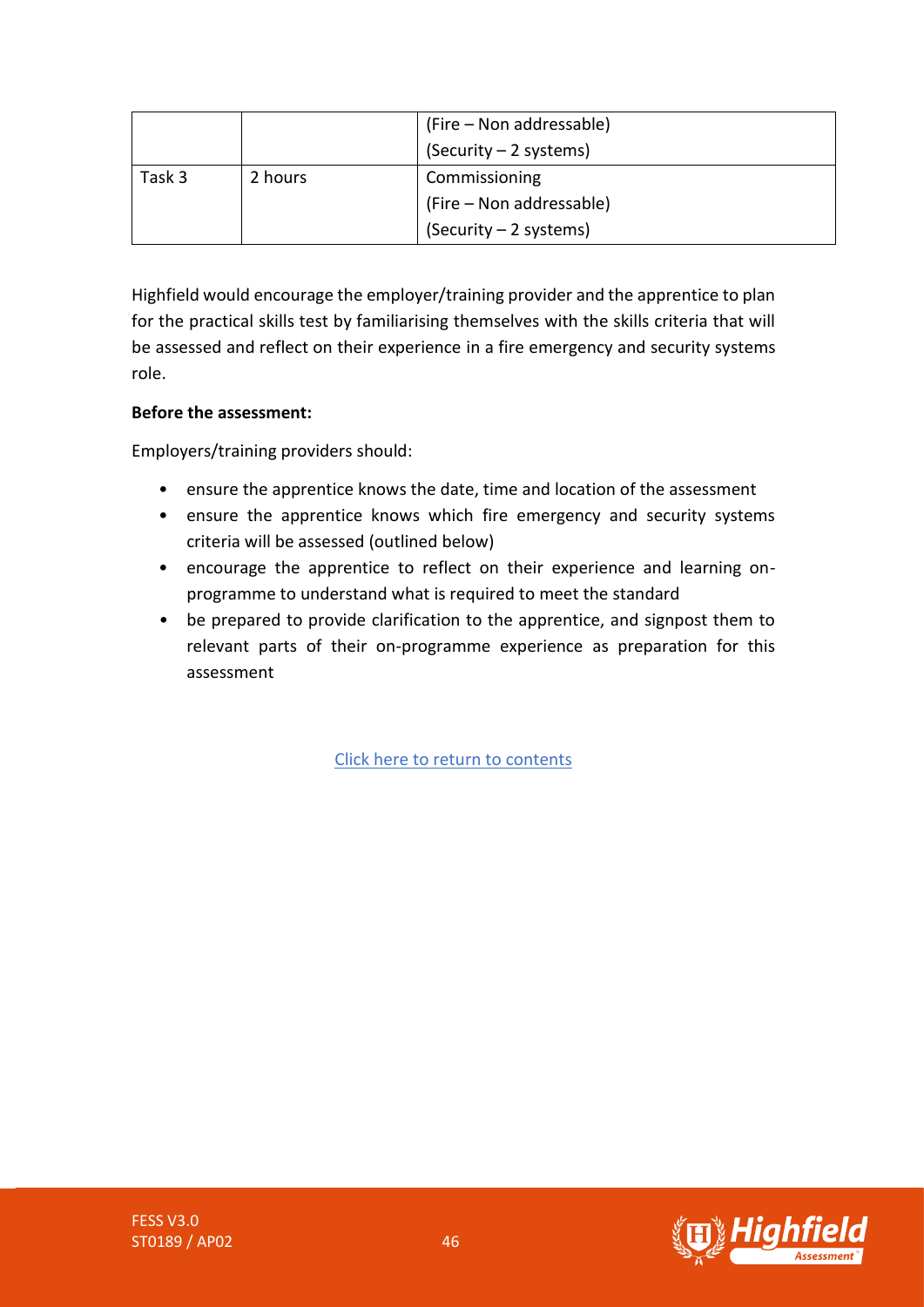| | | |
|---|---|---|
| | | (Fire – Non addressable)<br>(Security – 2 systems) |
| Task 3 | 2 hours | Commissioning<br>(Fire – Non addressable)<br>(Security – 2 systems) |

Highfield would encourage the employer/training provider and the apprentice to plan for the practical skills test by familiarising themselves with the skills criteria that will be assessed and reflect on their experience in a fire emergency and security systems role.

**Before the assessment:**

Employers/training providers should:

- ensure the apprentice knows the date, time and location of the assessment
- ensure the apprentice knows which fire emergency and security systems criteria will be assessed (outlined below)
- encourage the apprentice to reflect on their experience and learning on-programme to understand what is required to meet the standard
- be prepared to provide clarification to the apprentice, and signpost them to relevant parts of their on-programme experience as preparation for this assessment

Click here to return to contents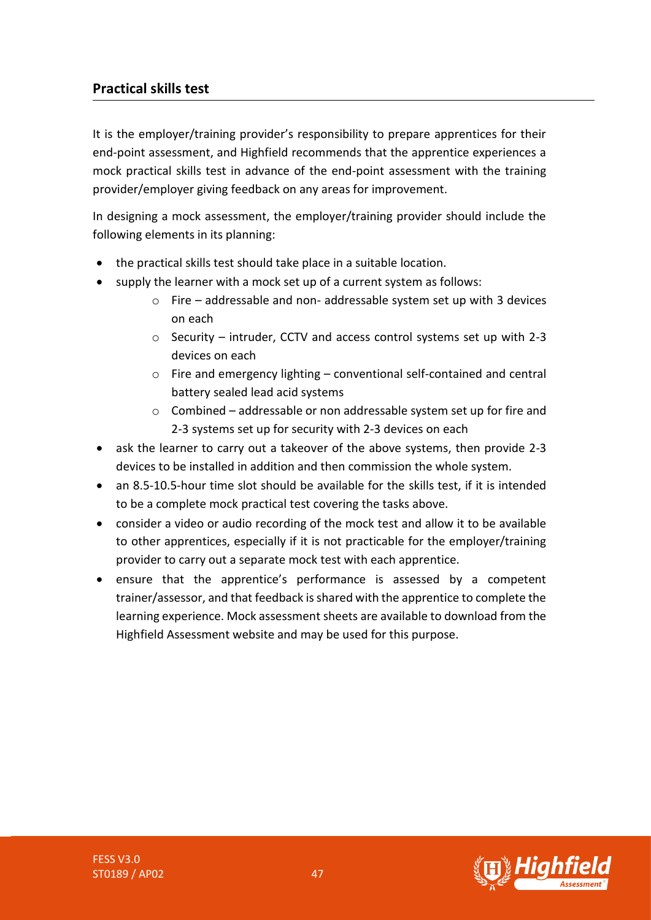## Practical skills test

It is the employer/training provider's responsibility to prepare apprentices for their end-point assessment, and Highfield recommends that the apprentice experiences a mock practical skills test in advance of the end-point assessment with the training provider/employer giving feedback on any areas for improvement.

In designing a mock assessment, the employer/training provider should include the following elements in its planning:

- the practical skills test should take place in a suitable location.
- supply the learner with a mock set up of a current system as follows:
    - Fire – addressable and non- addressable system set up with 3 devices on each
    - Security – intruder, CCTV and access control systems set up with 2-3 devices on each
    - Fire and emergency lighting – conventional self-contained and central battery sealed lead acid systems
    - Combined – addressable or non addressable system set up for fire and 2-3 systems set up for security with 2-3 devices on each
- ask the learner to carry out a takeover of the above systems, then provide 2-3 devices to be installed in addition and then commission the whole system.
- an 8.5-10.5-hour time slot should be available for the skills test, if it is intended to be a complete mock practical test covering the tasks above.
- consider a video or audio recording of the mock test and allow it to be available to other apprentices, especially if it is not practicable for the employer/training provider to carry out a separate mock test with each apprentice.
- ensure that the apprentice's performance is assessed by a competent trainer/assessor, and that feedback is shared with the apprentice to complete the learning experience. Mock assessment sheets are available to download from the Highfield Assessment website and may be used for this purpose.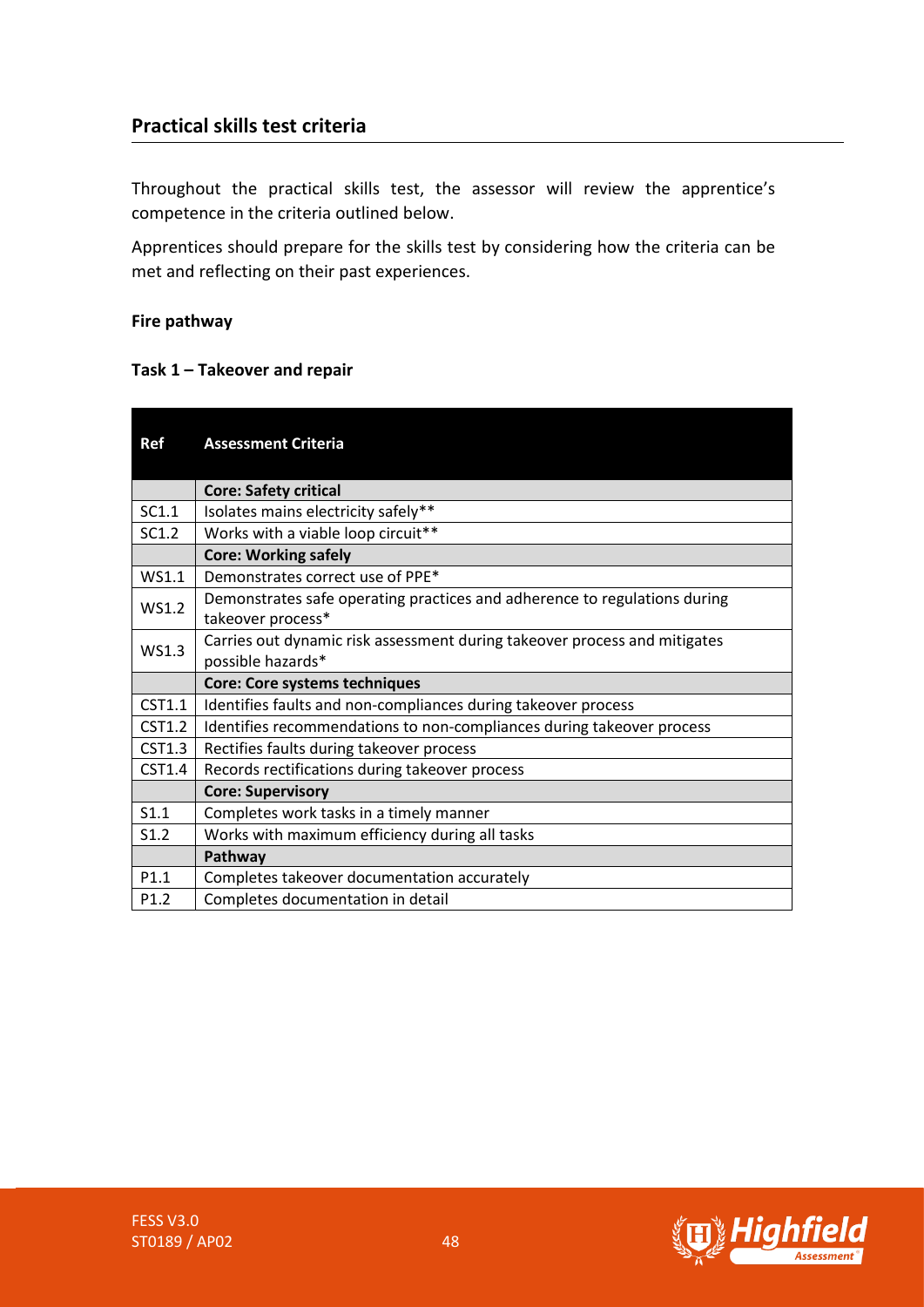## Practical skills test criteria

Throughout the practical skills test, the assessor will review the apprentice's competence in the criteria outlined below.

Apprentices should prepare for the skills test by considering how the criteria can be met and reflecting on their past experiences.

**Fire pathway**

**Task 1 – Takeover and repair**

| Ref | Assessment Criteria |
|---|---|
| | **Core: Safety critical** |
| SC1.1 | Isolates mains electricity safely** |
| SC1.2 | Works with a viable loop circuit** |
| | **Core: Working safely** |
| WS1.1 | Demonstrates correct use of PPE* |
| WS1.2 | Demonstrates safe operating practices and adherence to regulations during takeover process* |
| WS1.3 | Carries out dynamic risk assessment during takeover process and mitigates possible hazards* |
| | **Core: Core systems techniques** |
| CST1.1 | Identifies faults and non-compliances during takeover process |
| CST1.2 | Identifies recommendations to non-compliances during takeover process |
| CST1.3 | Rectifies faults during takeover process |
| CST1.4 | Records rectifications during takeover process |
| | **Core: Supervisory** |
| S1.1 | Completes work tasks in a timely manner |
| S1.2 | Works with maximum efficiency during all tasks |
| | **Pathway** |
| P1.1 | Completes takeover documentation accurately |
| P1.2 | Completes documentation in detail |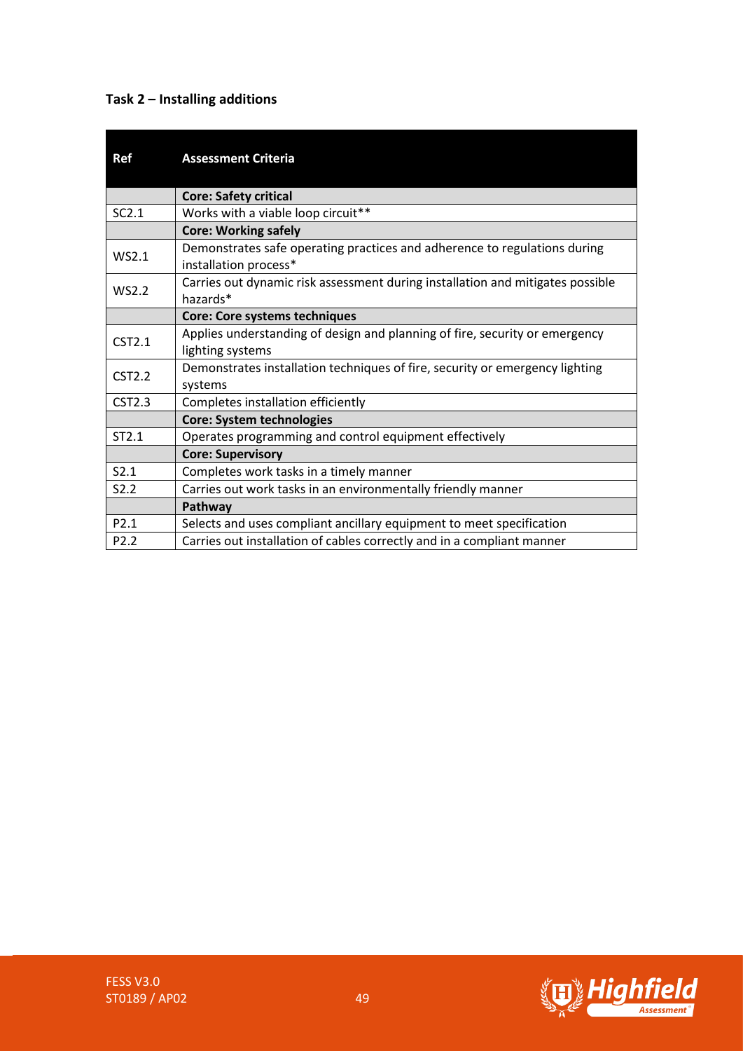**Task 2 – Installing additions**

| Ref | Assessment Criteria |
|---|---|
| | **Core: Safety critical** |
| SC2.1 | Works with a viable loop circuit** |
| | **Core: Working safely** |
| WS2.1 | Demonstrates safe operating practices and adherence to regulations during installation process* |
| WS2.2 | Carries out dynamic risk assessment during installation and mitigates possible hazards* |
| | **Core: Core systems techniques** |
| CST2.1 | Applies understanding of design and planning of fire, security or emergency lighting systems |
| CST2.2 | Demonstrates installation techniques of fire, security or emergency lighting systems |
| CST2.3 | Completes installation efficiently |
| | **Core: System technologies** |
| ST2.1 | Operates programming and control equipment effectively |
| | **Core: Supervisory** |
| S2.1 | Completes work tasks in a timely manner |
| S2.2 | Carries out work tasks in an environmentally friendly manner |
| | **Pathway** |
| P2.1 | Selects and uses compliant ancillary equipment to meet specification |
| P2.2 | Carries out installation of cables correctly and in a compliant manner |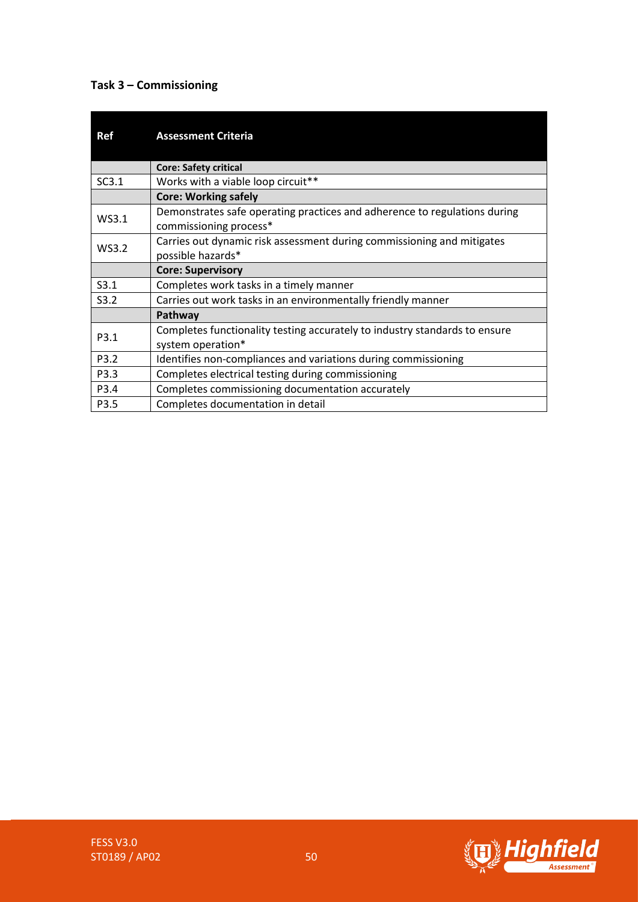### Task 3 – Commissioning

| Ref | Assessment Criteria |
|---|---|
| | **Core: Safety critical** |
| SC3.1 | Works with a viable loop circuit** |
| | **Core: Working safely** |
| WS3.1 | Demonstrates safe operating practices and adherence to regulations during commissioning process* |
| WS3.2 | Carries out dynamic risk assessment during commissioning and mitigates possible hazards* |
| | **Core: Supervisory** |
| S3.1 | Completes work tasks in a timely manner |
| S3.2 | Carries out work tasks in an environmentally friendly manner |
| | **Pathway** |
| P3.1 | Completes functionality testing accurately to industry standards to ensure system operation* |
| P3.2 | Identifies non-compliances and variations during commissioning |
| P3.3 | Completes electrical testing during commissioning |
| P3.4 | Completes commissioning documentation accurately |
| P3.5 | Completes documentation in detail |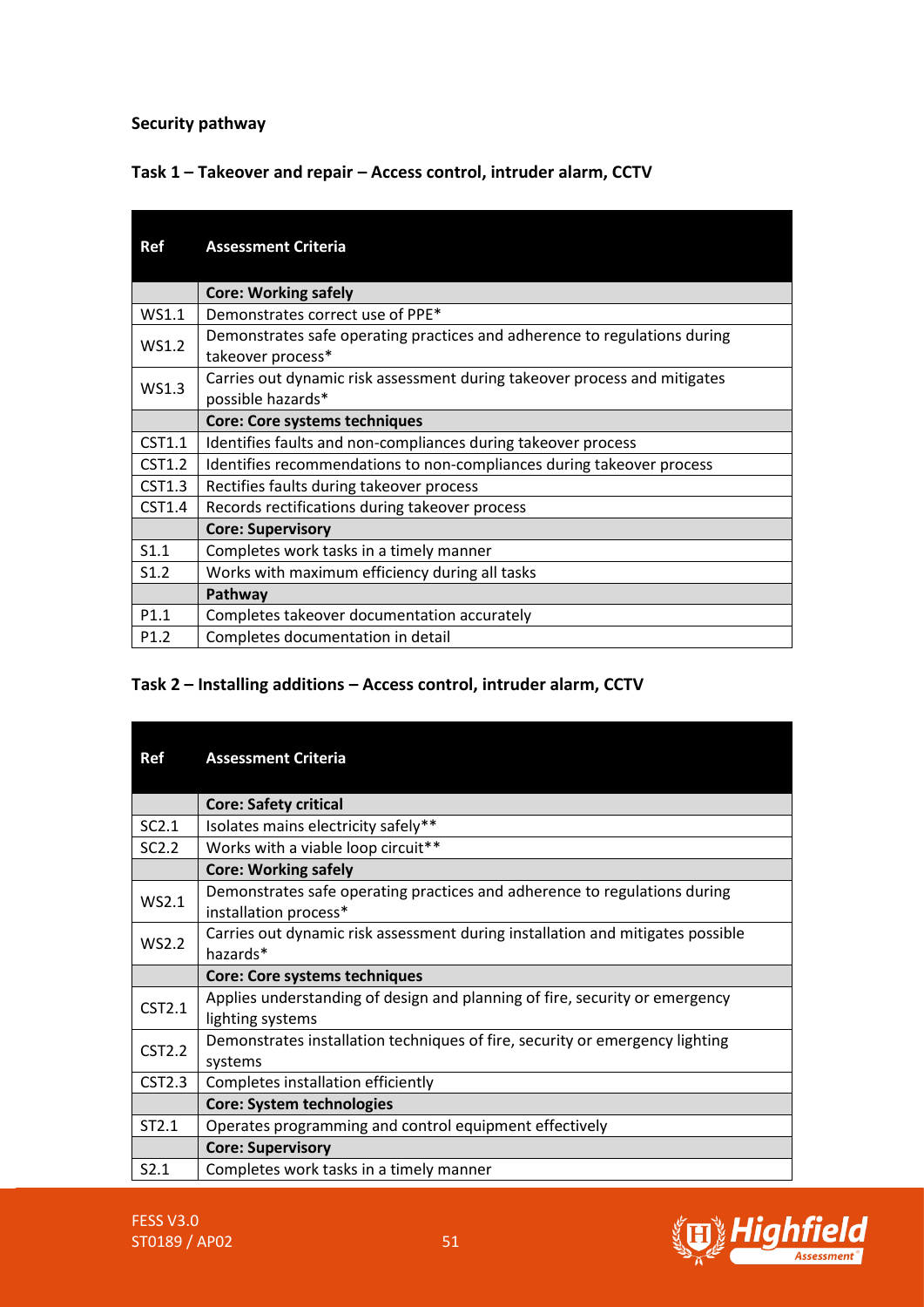**Security pathway**

**Task 1 – Takeover and repair – Access control, intruder alarm, CCTV**

| Ref | Assessment Criteria |
|---|---|
| | **Core: Working safely** |
| WS1.1 | Demonstrates correct use of PPE* |
| WS1.2 | Demonstrates safe operating practices and adherence to regulations during takeover process* |
| WS1.3 | Carries out dynamic risk assessment during takeover process and mitigates possible hazards* |
| | **Core: Core systems techniques** |
| CST1.1 | Identifies faults and non-compliances during takeover process |
| CST1.2 | Identifies recommendations to non-compliances during takeover process |
| CST1.3 | Rectifies faults during takeover process |
| CST1.4 | Records rectifications during takeover process |
| | **Core: Supervisory** |
| S1.1 | Completes work tasks in a timely manner |
| S1.2 | Works with maximum efficiency during all tasks |
| | **Pathway** |
| P1.1 | Completes takeover documentation accurately |
| P1.2 | Completes documentation in detail |

**Task 2 – Installing additions – Access control, intruder alarm, CCTV**

| Ref | Assessment Criteria |
|---|---|
| | **Core: Safety critical** |
| SC2.1 | Isolates mains electricity safely** |
| SC2.2 | Works with a viable loop circuit** |
| | **Core: Working safely** |
| WS2.1 | Demonstrates safe operating practices and adherence to regulations during installation process* |
| WS2.2 | Carries out dynamic risk assessment during installation and mitigates possible hazards* |
| | **Core: Core systems techniques** |
| CST2.1 | Applies understanding of design and planning of fire, security or emergency lighting systems |
| CST2.2 | Demonstrates installation techniques of fire, security or emergency lighting systems |
| CST2.3 | Completes installation efficiently |
| | **Core: System technologies** |
| ST2.1 | Operates programming and control equipment effectively |
| | **Core: Supervisory** |
| S2.1 | Completes work tasks in a timely manner |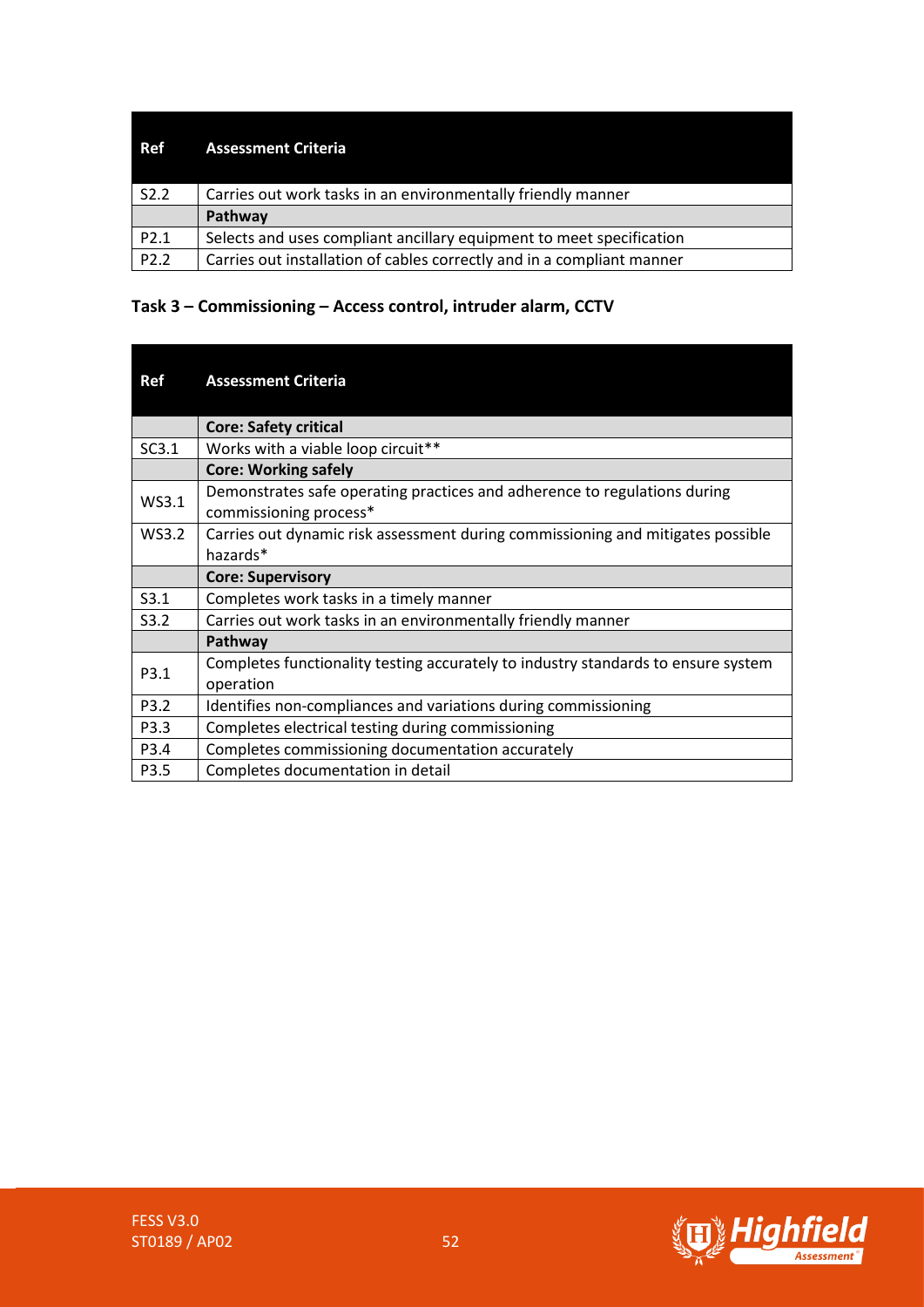| Ref | Assessment Criteria |
|---|---|
| S2.2 | Carries out work tasks in an environmentally friendly manner |
| | **Pathway** |
| P2.1 | Selects and uses compliant ancillary equipment to meet specification |
| P2.2 | Carries out installation of cables correctly and in a compliant manner |

### Task 3 – Commissioning – Access control, intruder alarm, CCTV

| Ref | Assessment Criteria |
|---|---|
| | **Core: Safety critical** |
| SC3.1 | Works with a viable loop circuit** |
| | **Core: Working safely** |
| WS3.1 | Demonstrates safe operating practices and adherence to regulations during commissioning process* |
| WS3.2 | Carries out dynamic risk assessment during commissioning and mitigates possible hazards* |
| | **Core: Supervisory** |
| S3.1 | Completes work tasks in a timely manner |
| S3.2 | Carries out work tasks in an environmentally friendly manner |
| | **Pathway** |
| P3.1 | Completes functionality testing accurately to industry standards to ensure system operation |
| P3.2 | Identifies non-compliances and variations during commissioning |
| P3.3 | Completes electrical testing during commissioning |
| P3.4 | Completes commissioning documentation accurately |
| P3.5 | Completes documentation in detail |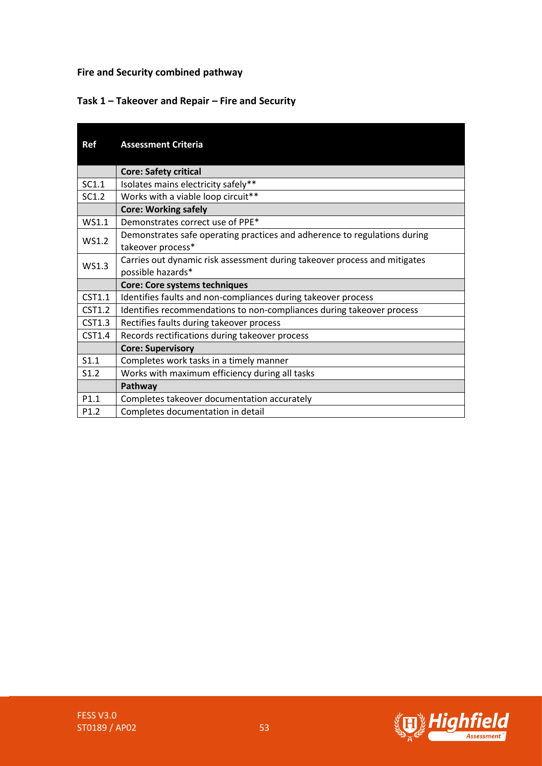**Fire and Security combined pathway**

**Task 1 – Takeover and Repair – Fire and Security**

| Ref | Assessment Criteria |
|---|---|
| | **Core: Safety critical** |
| SC1.1 | Isolates mains electricity safely** |
| SC1.2 | Works with a viable loop circuit** |
| | **Core: Working safely** |
| WS1.1 | Demonstrates correct use of PPE* |
| WS1.2 | Demonstrates safe operating practices and adherence to regulations during takeover process* |
| WS1.3 | Carries out dynamic risk assessment during takeover process and mitigates possible hazards* |
| | **Core: Core systems techniques** |
| CST1.1 | Identifies faults and non-compliances during takeover process |
| CST1.2 | Identifies recommendations to non-compliances during takeover process |
| CST1.3 | Rectifies faults during takeover process |
| CST1.4 | Records rectifications during takeover process |
| | **Core: Supervisory** |
| S1.1 | Completes work tasks in a timely manner |
| S1.2 | Works with maximum efficiency during all tasks |
| | **Pathway** |
| P1.1 | Completes takeover documentation accurately |
| P1.2 | Completes documentation in detail |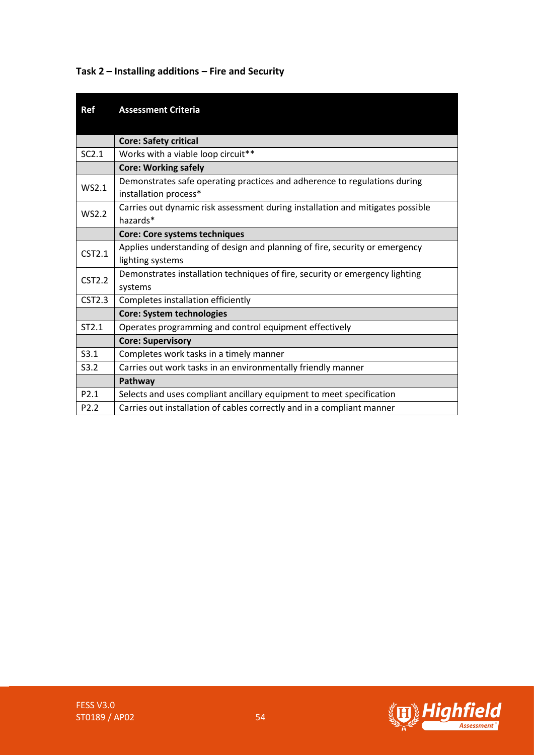**Task 2 – Installing additions – Fire and Security**

| Ref | Assessment Criteria |
|---|---|
| | **Core: Safety critical** |
| SC2.1 | Works with a viable loop circuit** |
| | **Core: Working safely** |
| WS2.1 | Demonstrates safe operating practices and adherence to regulations during installation process* |
| WS2.2 | Carries out dynamic risk assessment during installation and mitigates possible hazards* |
| | **Core: Core systems techniques** |
| CST2.1 | Applies understanding of design and planning of fire, security or emergency lighting systems |
| CST2.2 | Demonstrates installation techniques of fire, security or emergency lighting systems |
| CST2.3 | Completes installation efficiently |
| | **Core: System technologies** |
| ST2.1 | Operates programming and control equipment effectively |
| | **Core: Supervisory** |
| S3.1 | Completes work tasks in a timely manner |
| S3.2 | Carries out work tasks in an environmentally friendly manner |
| | **Pathway** |
| P2.1 | Selects and uses compliant ancillary equipment to meet specification |
| P2.2 | Carries out installation of cables correctly and in a compliant manner |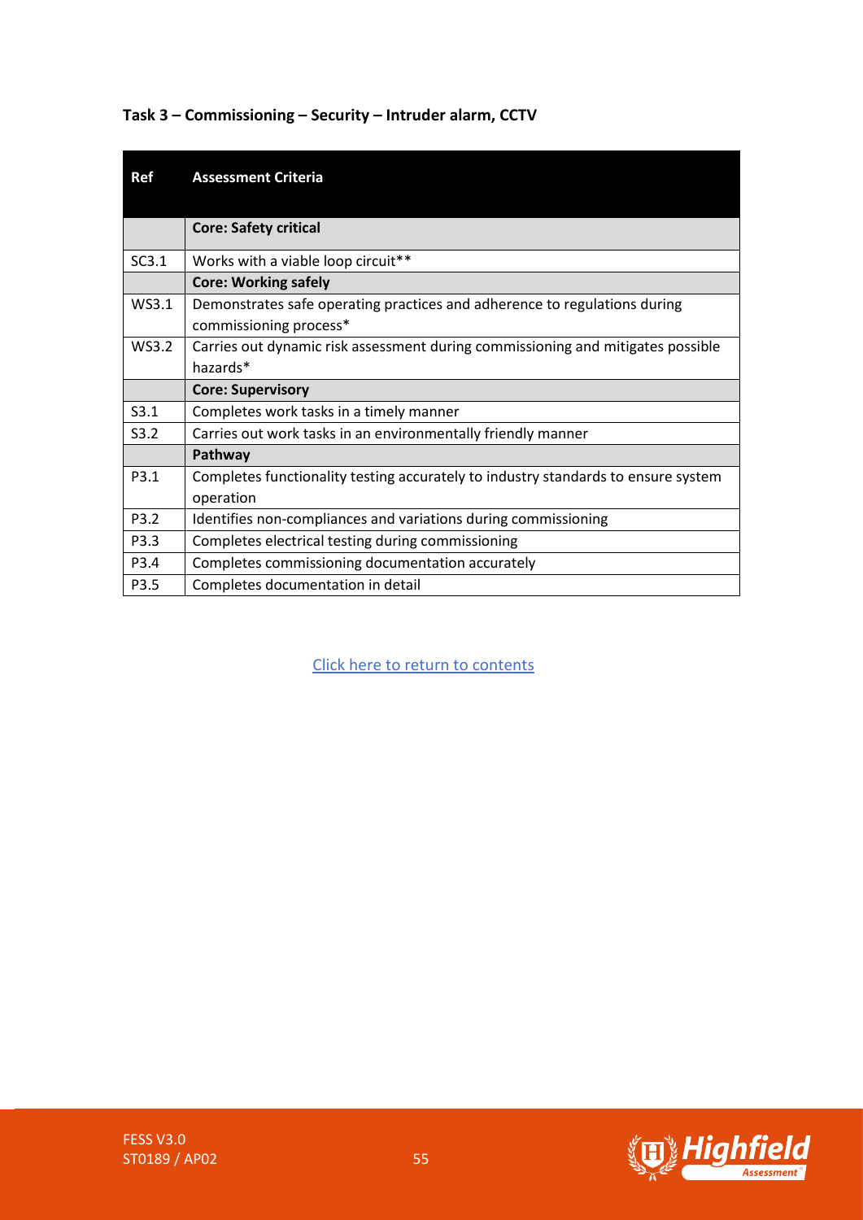**Task 3 – Commissioning – Security – Intruder alarm, CCTV**

| Ref | Assessment Criteria |
|---|---|
| | **Core: Safety critical** |
| SC3.1 | Works with a viable loop circuit** |
| | **Core: Working safely** |
| WS3.1 | Demonstrates safe operating practices and adherence to regulations during commissioning process* |
| WS3.2 | Carries out dynamic risk assessment during commissioning and mitigates possible hazards* |
| | **Core: Supervisory** |
| S3.1 | Completes work tasks in a timely manner |
| S3.2 | Carries out work tasks in an environmentally friendly manner |
| | **Pathway** |
| P3.1 | Completes functionality testing accurately to industry standards to ensure system operation |
| P3.2 | Identifies non-compliances and variations during commissioning |
| P3.3 | Completes electrical testing during commissioning |
| P3.4 | Completes commissioning documentation accurately |
| P3.5 | Completes documentation in detail |

Click here to return to contents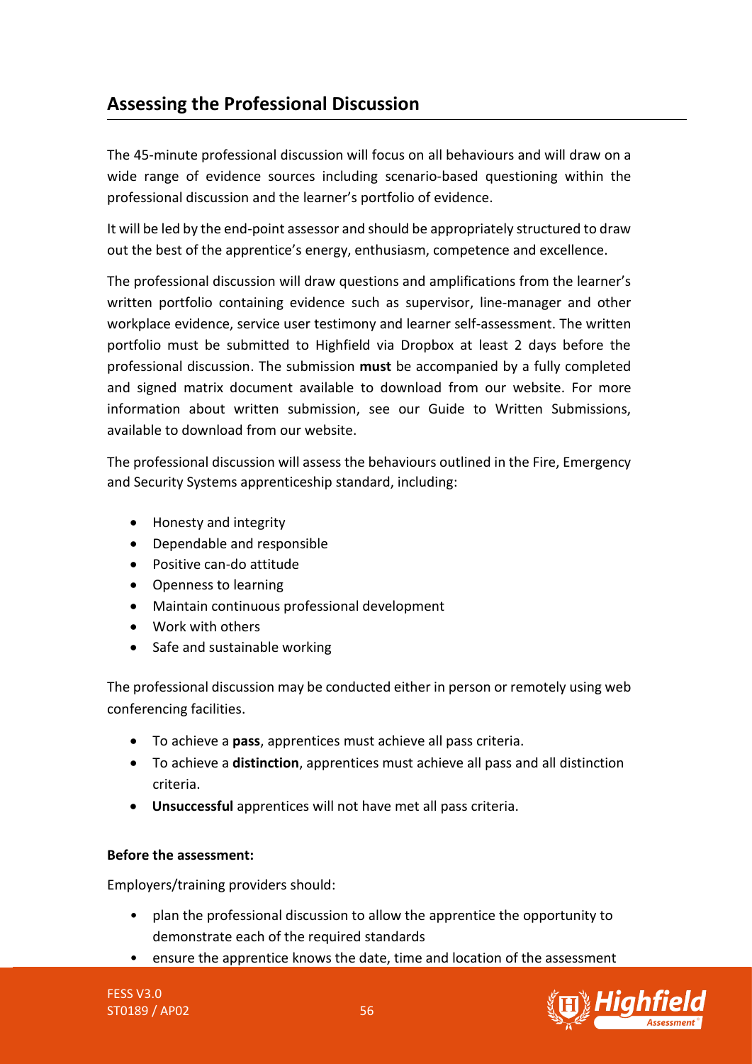## Assessing the Professional Discussion

The 45-minute professional discussion will focus on all behaviours and will draw on a wide range of evidence sources including scenario-based questioning within the professional discussion and the learner's portfolio of evidence.

It will be led by the end-point assessor and should be appropriately structured to draw out the best of the apprentice's energy, enthusiasm, competence and excellence.

The professional discussion will draw questions and amplifications from the learner's written portfolio containing evidence such as supervisor, line-manager and other workplace evidence, service user testimony and learner self-assessment. The written portfolio must be submitted to Highfield via Dropbox at least 2 days before the professional discussion. The submission **must** be accompanied by a fully completed and signed matrix document available to download from our website. For more information about written submission, see our Guide to Written Submissions, available to download from our website.

The professional discussion will assess the behaviours outlined in the Fire, Emergency and Security Systems apprenticeship standard, including:

- Honesty and integrity
- Dependable and responsible
- Positive can-do attitude
- Openness to learning
- Maintain continuous professional development
- Work with others
- Safe and sustainable working

The professional discussion may be conducted either in person or remotely using web conferencing facilities.

- To achieve a **pass**, apprentices must achieve all pass criteria.
- To achieve a **distinction**, apprentices must achieve all pass and all distinction criteria.
- **Unsuccessful** apprentices will not have met all pass criteria.

**Before the assessment:**

Employers/training providers should:

- plan the professional discussion to allow the apprentice the opportunity to demonstrate each of the required standards
- ensure the apprentice knows the date, time and location of the assessment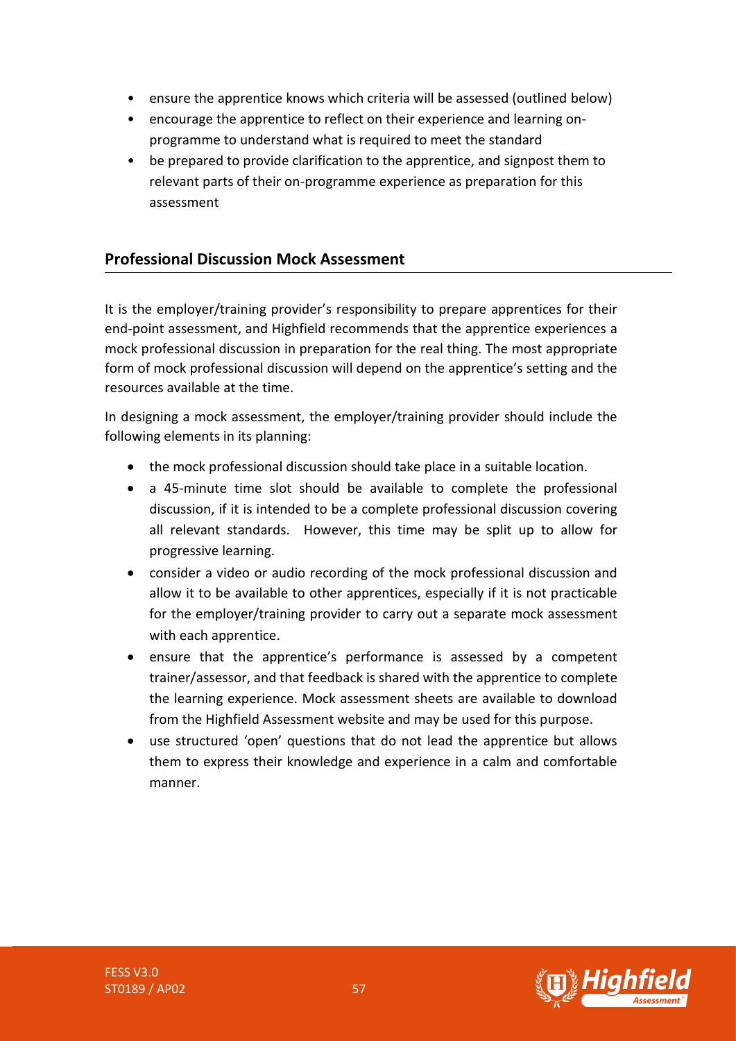- ensure the apprentice knows which criteria will be assessed (outlined below)
- encourage the apprentice to reflect on their experience and learning on-programme to understand what is required to meet the standard
- be prepared to provide clarification to the apprentice, and signpost them to relevant parts of their on-programme experience as preparation for this assessment

## Professional Discussion Mock Assessment

It is the employer/training provider's responsibility to prepare apprentices for their end-point assessment, and Highfield recommends that the apprentice experiences a mock professional discussion in preparation for the real thing. The most appropriate form of mock professional discussion will depend on the apprentice's setting and the resources available at the time.

In designing a mock assessment, the employer/training provider should include the following elements in its planning:

- the mock professional discussion should take place in a suitable location.
- a 45-minute time slot should be available to complete the professional discussion, if it is intended to be a complete professional discussion covering all relevant standards. However, this time may be split up to allow for progressive learning.
- consider a video or audio recording of the mock professional discussion and allow it to be available to other apprentices, especially if it is not practicable for the employer/training provider to carry out a separate mock assessment with each apprentice.
- ensure that the apprentice's performance is assessed by a competent trainer/assessor, and that feedback is shared with the apprentice to complete the learning experience. Mock assessment sheets are available to download from the Highfield Assessment website and may be used for this purpose.
- use structured 'open' questions that do not lead the apprentice but allows them to express their knowledge and experience in a calm and comfortable manner.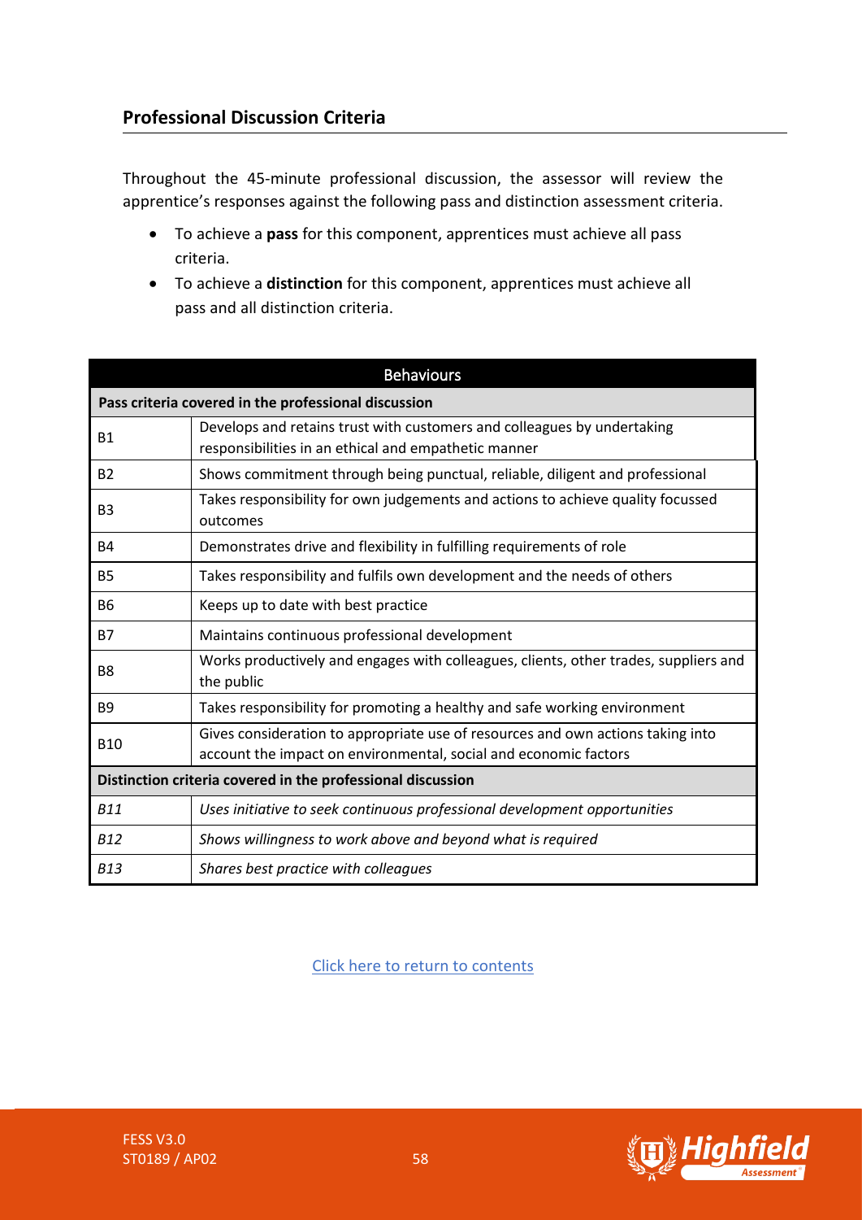## Professional Discussion Criteria

Throughout the 45-minute professional discussion, the assessor will review the apprentice's responses against the following pass and distinction assessment criteria.

- To achieve a **pass** for this component, apprentices must achieve all pass criteria.
- To achieve a **distinction** for this component, apprentices must achieve all pass and all distinction criteria.

| Behaviours | |
|---|---|
| **Pass criteria covered in the professional discussion** | |
| B1 | Develops and retains trust with customers and colleagues by undertaking responsibilities in an ethical and empathetic manner |
| B2 | Shows commitment through being punctual, reliable, diligent and professional |
| B3 | Takes responsibility for own judgements and actions to achieve quality focussed outcomes |
| B4 | Demonstrates drive and flexibility in fulfilling requirements of role |
| B5 | Takes responsibility and fulfils own development and the needs of others |
| B6 | Keeps up to date with best practice |
| B7 | Maintains continuous professional development |
| B8 | Works productively and engages with colleagues, clients, other trades, suppliers and the public |
| B9 | Takes responsibility for promoting a healthy and safe working environment |
| B10 | Gives consideration to appropriate use of resources and own actions taking into account the impact on environmental, social and economic factors |
| **Distinction criteria covered in the professional discussion** | |
| *B11* | *Uses initiative to seek continuous professional development opportunities* |
| *B12* | *Shows willingness to work above and beyond what is required* |
| *B13* | *Shares best practice with colleagues* |

Click here to return to contents